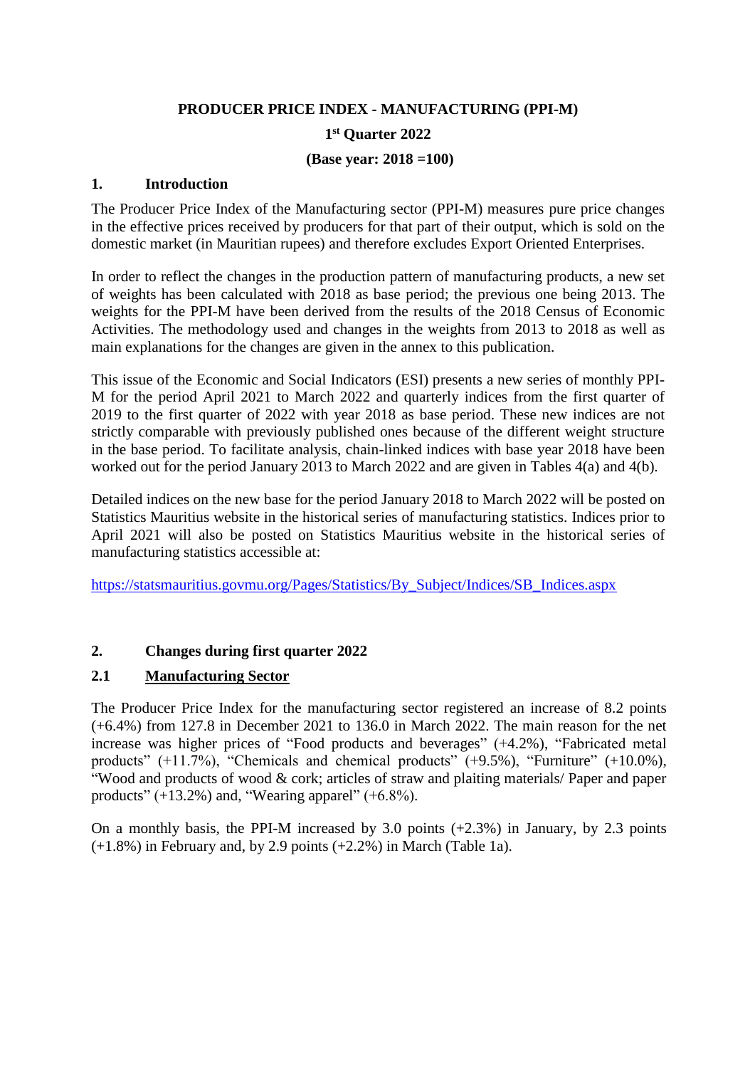# PRODUCER PRICE INDEX - MANUFACTURING (PPI-M)

## 1st Quarter 2022

## (Base year: 2018 =100)

## 1. Introduction

The Producer Price Index of the Manufacturing sector (PPI-M) measures pure price changes in the effective prices received by producers for that part of their output, which is sold on the domestic market (in Mauritian rupees) and therefore excludes Export Oriented Enterprises.

In order to reflect the changes in the production pattern of manufacturing products, a new set of weights has been calculated with 2018 as base period; the previous one being 2013. The weights for the PPI-M have been derived from the results of the 2018 Census of Economic Activities. The methodology used and changes in the weights from 2013 to 2018 as well as main explanations for the changes are given in the annex to this publication.

This issue of the Economic and Social Indicators (ESI) presents a new series of monthly PPI-M for the period April 2021 to March 2022 and quarterly indices from the first quarter of 2019 to the first quarter of 2022 with year 2018 as base period. These new indices are not strictly comparable with previously published ones because of the different weight structure in the base period. To facilitate analysis, chain-linked indices with base year 2018 have been worked out for the period January 2013 to March 2022 and are given in Tables 4(a) and 4(b).

Detailed indices on the new base for the period January 2018 to March 2022 will be posted on Statistics Mauritius website in the historical series of manufacturing statistics. Indices prior to April 2021 will also be posted on Statistics Mauritius website in the historical series of manufacturing statistics accessible at:

https://statsmauritius.govmu.org/Pages/Statistics/By_Subject/Indices/SB_Indices.aspx

## 2. Changes during first quarter 2022

### 2.1 Manufacturing Sector

The Producer Price Index for the manufacturing sector registered an increase of 8.2 points (+6.4%) from 127.8 in December 2021 to 136.0 in March 2022. The main reason for the net increase was higher prices of "Food products and beverages" (+4.2%), "Fabricated metal products" (+11.7%), "Chemicals and chemical products" (+9.5%), "Furniture" (+10.0%), "Wood and products of wood & cork; articles of straw and plaiting materials/ Paper and paper products" (+13.2%) and, "Wearing apparel" (+6.8%).

On a monthly basis, the PPI-M increased by 3.0 points (+2.3%) in January, by 2.3 points (+1.8%) in February and, by 2.9 points (+2.2%) in March (Table 1a).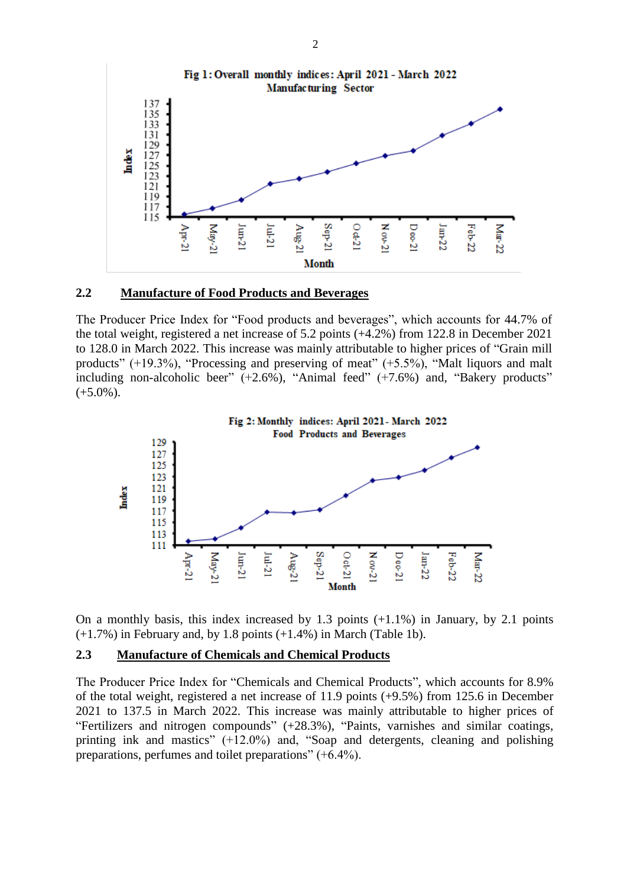**Fig 1: Overall monthly indices: April 2021 - March 2022**
**Manufacturing Sector**

## 2.2 Manufacture of Food Products and Beverages

The Producer Price Index for "Food products and beverages", which accounts for 44.7% of the total weight, registered a net increase of 5.2 points (+4.2%) from 122.8 in December 2021 to 128.0 in March 2022. This increase was mainly attributable to higher prices of "Grain mill products" (+19.3%), "Processing and preserving of meat" (+5.5%), "Malt liquors and malt including non-alcoholic beer" (+2.6%), "Animal feed" (+7.6%) and, "Bakery products" (+5.0%).

**Fig 2: Monthly indices: April 2021 - March 2022**
**Food Products and Beverages**

On a monthly basis, this index increased by 1.3 points (+1.1%) in January, by 2.1 points (+1.7%) in February and, by 1.8 points (+1.4%) in March (Table 1b).

## 2.3 Manufacture of Chemicals and Chemical Products

The Producer Price Index for "Chemicals and Chemical Products", which accounts for 8.9% of the total weight, registered a net increase of 11.9 points (+9.5%) from 125.6 in December 2021 to 137.5 in March 2022. This increase was mainly attributable to higher prices of "Fertilizers and nitrogen compounds" (+28.3%), "Paints, varnishes and similar coatings, printing ink and mastics" (+12.0%) and, "Soap and detergents, cleaning and polishing preparations, perfumes and toilet preparations" (+6.4%).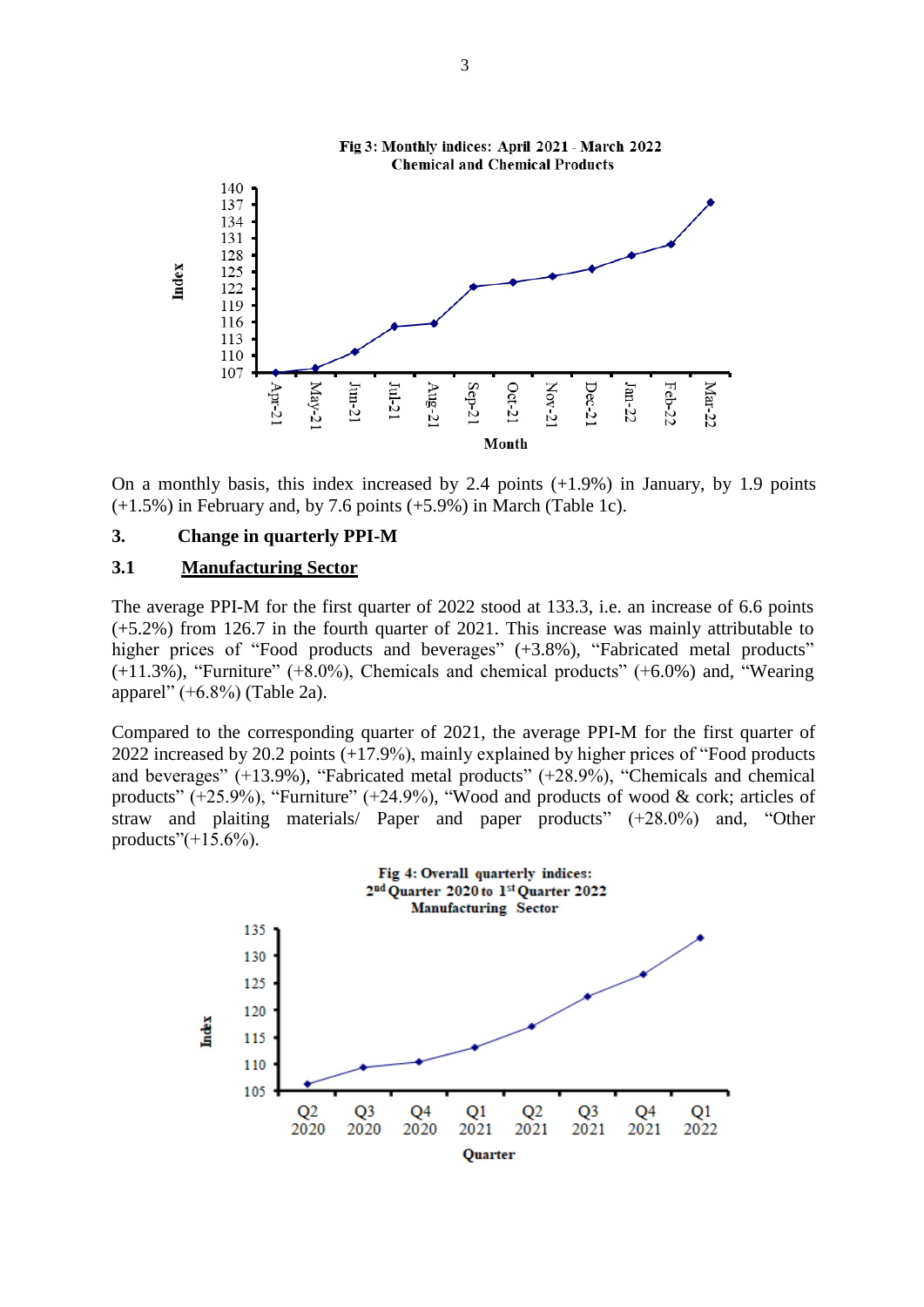**Fig 3: Monthly indices: April 2021 - March 2022**
**Chemical and Chemical Products**

On a monthly basis, this index increased by 2.4 points (+1.9%) in January, by 1.9 points (+1.5%) in February and, by 7.6 points (+5.9%) in March (Table 1c).

## 3. Change in quarterly PPI-M

### 3.1 Manufacturing Sector

The average PPI-M for the first quarter of 2022 stood at 133.3, i.e. an increase of 6.6 points (+5.2%) from 126.7 in the fourth quarter of 2021. This increase was mainly attributable to higher prices of "Food products and beverages" (+3.8%), "Fabricated metal products" (+11.3%), "Furniture" (+8.0%), Chemicals and chemical products" (+6.0%) and, "Wearing apparel" (+6.8%) (Table 2a).

Compared to the corresponding quarter of 2021, the average PPI-M for the first quarter of 2022 increased by 20.2 points (+17.9%), mainly explained by higher prices of "Food products and beverages" (+13.9%), "Fabricated metal products" (+28.9%), "Chemicals and chemical products" (+25.9%), "Furniture" (+24.9%), "Wood and products of wood & cork; articles of straw and plaiting materials/ Paper and paper products" (+28.0%) and, "Other products"(+15.6%).

**Fig 4: Overall quarterly indices:**
**2nd Quarter 2020 to 1st Quarter 2022**
**Manufacturing Sector**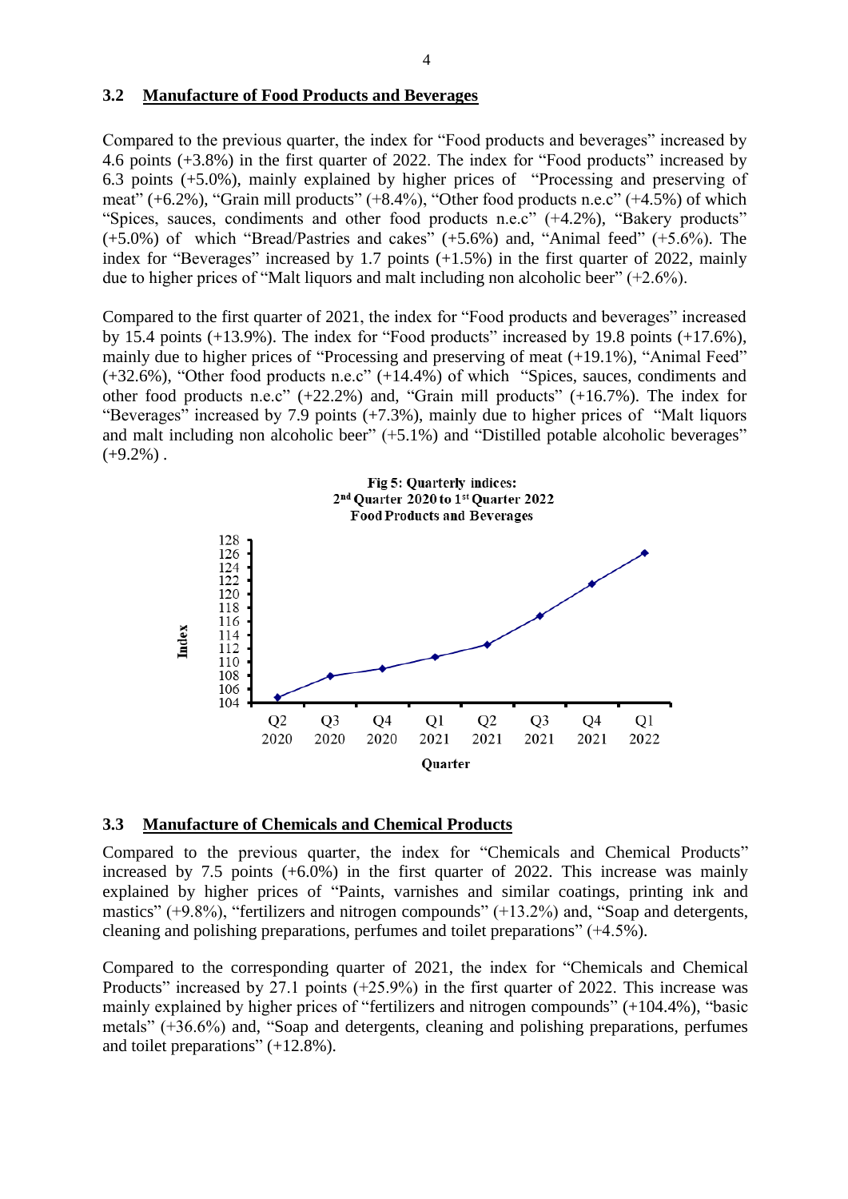### 3.2 Manufacture of Food Products and Beverages

Compared to the previous quarter, the index for "Food products and beverages" increased by 4.6 points (+3.8%) in the first quarter of 2022. The index for "Food products" increased by 6.3 points (+5.0%), mainly explained by higher prices of "Processing and preserving of meat" (+6.2%), "Grain mill products" (+8.4%), "Other food products n.e.c" (+4.5%) of which "Spices, sauces, condiments and other food products n.e.c" (+4.2%), "Bakery products" (+5.0%) of which "Bread/Pastries and cakes" (+5.6%) and, "Animal feed" (+5.6%). The index for "Beverages" increased by 1.7 points (+1.5%) in the first quarter of 2022, mainly due to higher prices of "Malt liquors and malt including non alcoholic beer" (+2.6%).

Compared to the first quarter of 2021, the index for "Food products and beverages" increased by 15.4 points (+13.9%). The index for "Food products" increased by 19.8 points (+17.6%), mainly due to higher prices of "Processing and preserving of meat (+19.1%), "Animal Feed" (+32.6%), "Other food products n.e.c" (+14.4%) of which "Spices, sauces, condiments and other food products n.e.c" (+22.2%) and, "Grain mill products" (+16.7%). The index for "Beverages" increased by 7.9 points (+7.3%), mainly due to higher prices of "Malt liquors and malt including non alcoholic beer" (+5.1%) and "Distilled potable alcoholic beverages" (+9.2%) .

**Fig 5: Quarterly indices: 2nd Quarter 2020 to 1st Quarter 2022 Food Products and Beverages**

### 3.3 Manufacture of Chemicals and Chemical Products

Compared to the previous quarter, the index for "Chemicals and Chemical Products" increased by 7.5 points (+6.0%) in the first quarter of 2022. This increase was mainly explained by higher prices of "Paints, varnishes and similar coatings, printing ink and mastics" (+9.8%), "fertilizers and nitrogen compounds" (+13.2%) and, "Soap and detergents, cleaning and polishing preparations, perfumes and toilet preparations" (+4.5%).

Compared to the corresponding quarter of 2021, the index for "Chemicals and Chemical Products" increased by 27.1 points (+25.9%) in the first quarter of 2022. This increase was mainly explained by higher prices of "fertilizers and nitrogen compounds" (+104.4%), "basic metals" (+36.6%) and, "Soap and detergents, cleaning and polishing preparations, perfumes and toilet preparations" (+12.8%).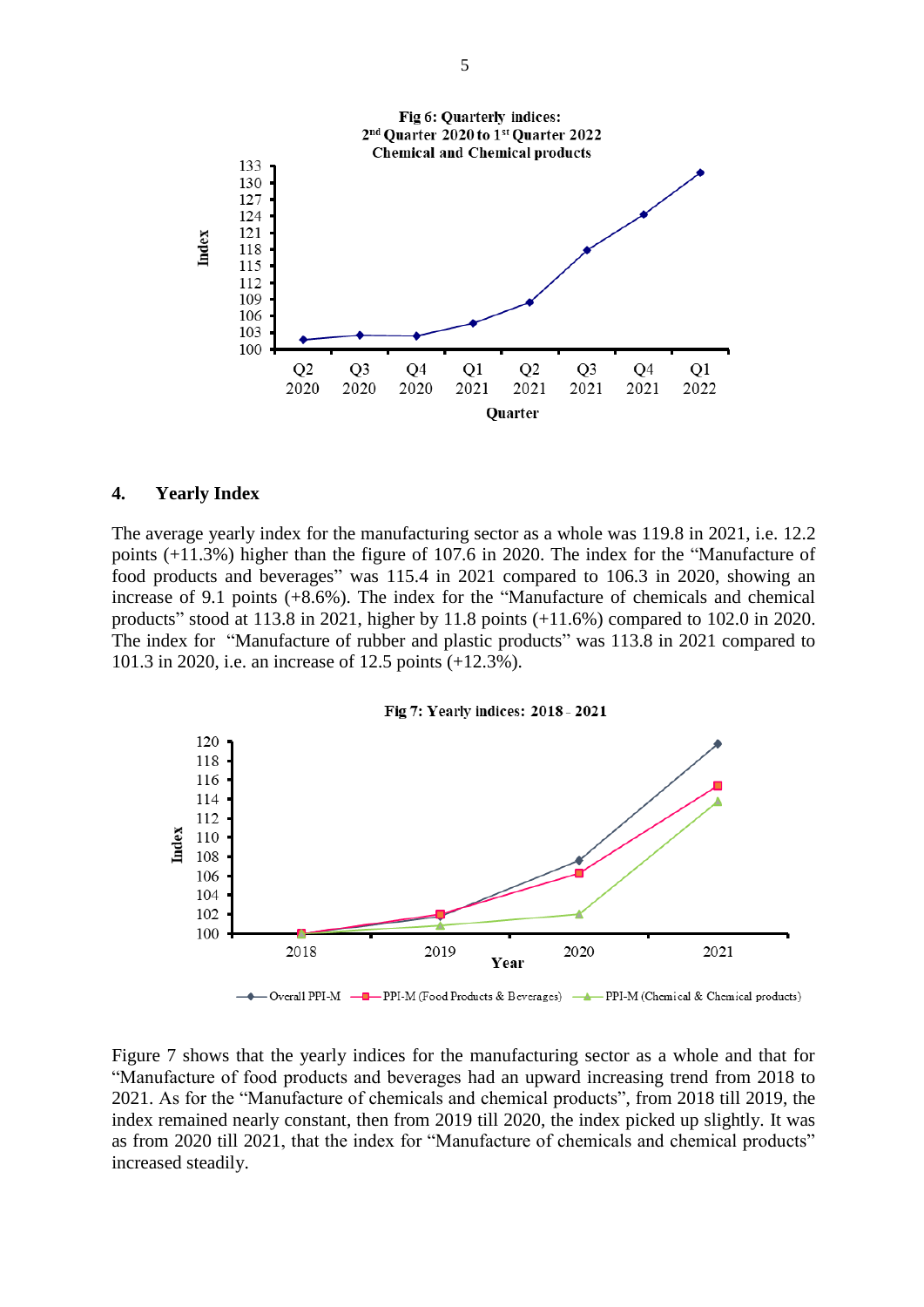**Fig 6: Quarterly indices: 2nd Quarter 2020 to 1st Quarter 2022 Chemical and Chemical products**

## 4. Yearly Index

The average yearly index for the manufacturing sector as a whole was 119.8 in 2021, i.e. 12.2 points (+11.3%) higher than the figure of 107.6 in 2020. The index for the "Manufacture of food products and beverages" was 115.4 in 2021 compared to 106.3 in 2020, showing an increase of 9.1 points (+8.6%). The index for the "Manufacture of chemicals and chemical products" stood at 113.8 in 2021, higher by 11.8 points (+11.6%) compared to 102.0 in 2020. The index for "Manufacture of rubber and plastic products" was 113.8 in 2021 compared to 101.3 in 2020, i.e. an increase of 12.5 points (+12.3%).

**Fig 7: Yearly indices: 2018 - 2021**

Figure 7 shows that the yearly indices for the manufacturing sector as a whole and that for "Manufacture of food products and beverages had an upward increasing trend from 2018 to 2021. As for the "Manufacture of chemicals and chemical products", from 2018 till 2019, the index remained nearly constant, then from 2019 till 2020, the index picked up slightly. It was as from 2020 till 2021, that the index for "Manufacture of chemicals and chemical products" increased steadily.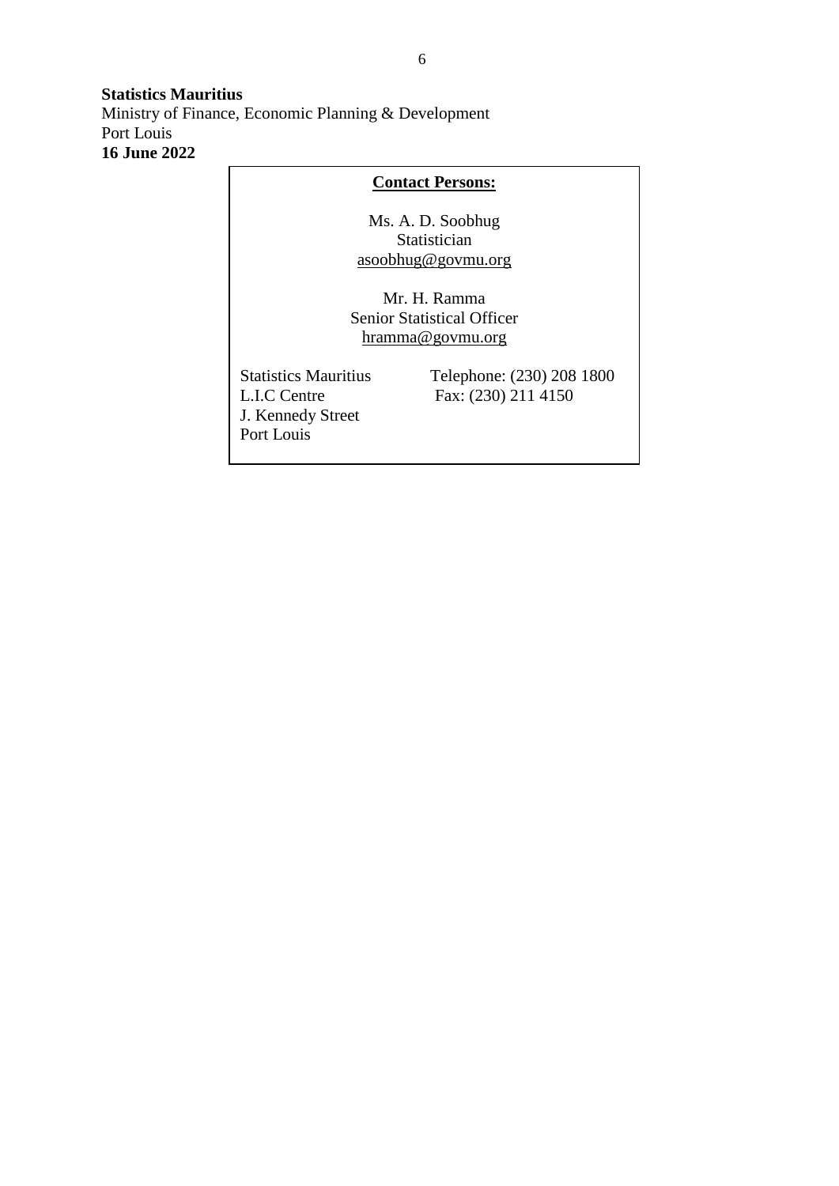**Statistics Mauritius**
Ministry of Finance, Economic Planning & Development
Port Louis
**16 June 2022**

**Contact Persons:**

Ms. A. D. Soobhug
Statistician
asoobhug@govmu.org

Mr. H. Ramma
Senior Statistical Officer
hramma@govmu.org

Statistics Mauritius
L.I.C Centre
J. Kennedy Street
Port Louis

Telephone: (230) 208 1800
Fax: (230) 211 4150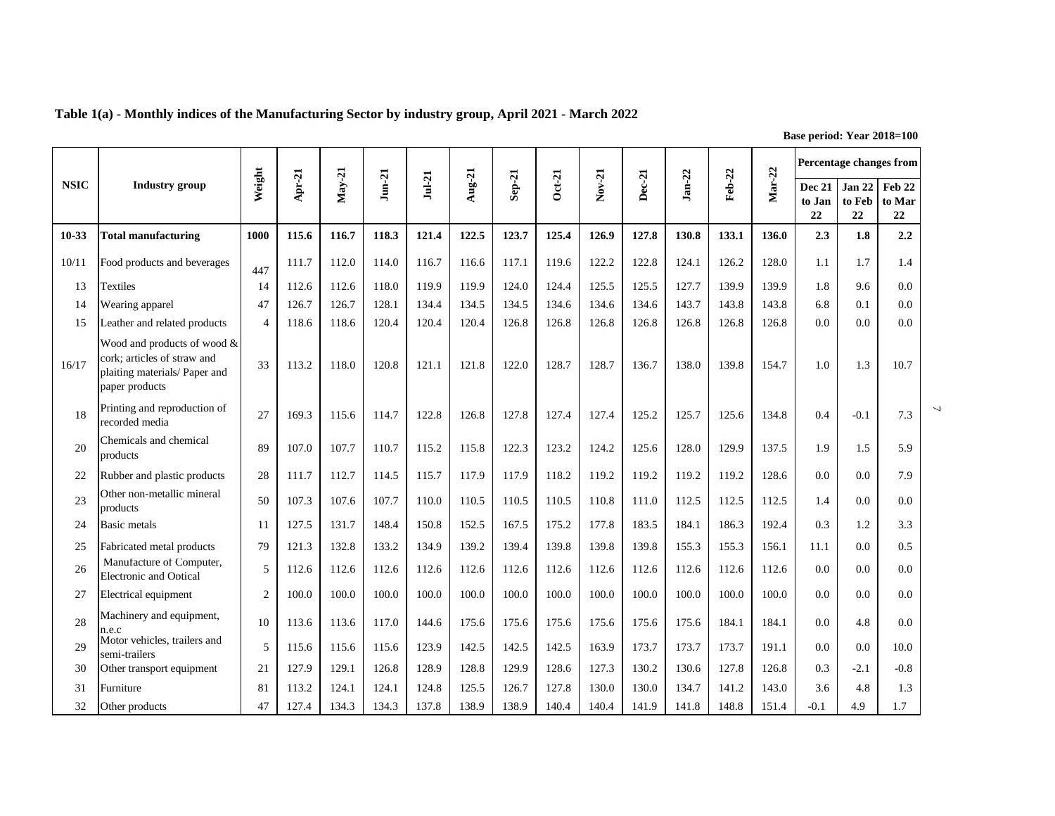## Table 1(a) - Monthly indices of the Manufacturing Sector by industry group, April 2021 - March 2022

**Base period: Year 2018=100**

| NSIC | Industry group | Weight | Apr-21 | May-21 | Jun-21 | Jul-21 | Aug-21 | Sep-21 | Oct-21 | Nov-21 | Dec-21 | Jan-22 | Feb-22 | Mar-22 | Percentage changes from | | |
|---|---|---|---|---|---|---|---|---|---|---|---|---|---|---|---|---|---|
| | | | | | | | | | | | | | | | Dec 21 to Jan 22 | Jan 22 to Feb 22 | Feb 22 to Mar 22 |
| **10-33** | **Total manufacturing** | **1000** | **115.6** | **116.7** | **118.3** | **121.4** | **122.5** | **123.7** | **125.4** | **126.9** | **127.8** | **130.8** | **133.1** | **136.0** | **2.3** | **1.8** | **2.2** |
| 10/11 | Food products and beverages | 447 | 111.7 | 112.0 | 114.0 | 116.7 | 116.6 | 117.1 | 119.6 | 122.2 | 122.8 | 124.1 | 126.2 | 128.0 | 1.1 | 1.7 | 1.4 |
| 13 | Textiles | 14 | 112.6 | 112.6 | 118.0 | 119.9 | 119.9 | 124.0 | 124.4 | 125.5 | 125.5 | 127.7 | 139.9 | 139.9 | 1.8 | 9.6 | 0.0 |
| 14 | Wearing apparel | 47 | 126.7 | 126.7 | 128.1 | 134.4 | 134.5 | 134.5 | 134.6 | 134.6 | 134.6 | 143.7 | 143.8 | 143.8 | 6.8 | 0.1 | 0.0 |
| 15 | Leather and related products | 4 | 118.6 | 118.6 | 120.4 | 120.4 | 120.4 | 126.8 | 126.8 | 126.8 | 126.8 | 126.8 | 126.8 | 126.8 | 0.0 | 0.0 | 0.0 |
| 16/17 | Wood and products of wood & cork; articles of straw and plaiting materials/ Paper and paper products | 33 | 113.2 | 118.0 | 120.8 | 121.1 | 121.8 | 122.0 | 128.7 | 128.7 | 136.7 | 138.0 | 139.8 | 154.7 | 1.0 | 1.3 | 10.7 |
| 18 | Printing and reproduction of recorded media | 27 | 169.3 | 115.6 | 114.7 | 122.8 | 126.8 | 127.8 | 127.4 | 127.4 | 125.2 | 125.7 | 125.6 | 134.8 | 0.4 | -0.1 | 7.3 |
| 20 | Chemicals and chemical products | 89 | 107.0 | 107.7 | 110.7 | 115.2 | 115.8 | 122.3 | 123.2 | 124.2 | 125.6 | 128.0 | 129.9 | 137.5 | 1.9 | 1.5 | 5.9 |
| 22 | Rubber and plastic products | 28 | 111.7 | 112.7 | 114.5 | 115.7 | 117.9 | 117.9 | 118.2 | 119.2 | 119.2 | 119.2 | 119.2 | 128.6 | 0.0 | 0.0 | 7.9 |
| 23 | Other non-metallic mineral products | 50 | 107.3 | 107.6 | 107.7 | 110.0 | 110.5 | 110.5 | 110.5 | 110.8 | 111.0 | 112.5 | 112.5 | 112.5 | 1.4 | 0.0 | 0.0 |
| 24 | Basic metals | 11 | 127.5 | 131.7 | 148.4 | 150.8 | 152.5 | 167.5 | 175.2 | 177.8 | 183.5 | 184.1 | 186.3 | 192.4 | 0.3 | 1.2 | 3.3 |
| 25 | Fabricated metal products | 79 | 121.3 | 132.8 | 133.2 | 134.9 | 139.2 | 139.4 | 139.8 | 139.8 | 139.8 | 155.3 | 155.3 | 156.1 | 11.1 | 0.0 | 0.5 |
| 26 | Manufacture of Computer, Electronic and Optical | 5 | 112.6 | 112.6 | 112.6 | 112.6 | 112.6 | 112.6 | 112.6 | 112.6 | 112.6 | 112.6 | 112.6 | 112.6 | 0.0 | 0.0 | 0.0 |
| 27 | Electrical equipment | 2 | 100.0 | 100.0 | 100.0 | 100.0 | 100.0 | 100.0 | 100.0 | 100.0 | 100.0 | 100.0 | 100.0 | 100.0 | 0.0 | 0.0 | 0.0 |
| 28 | Machinery and equipment, n.e.c | 10 | 113.6 | 113.6 | 117.0 | 144.6 | 175.6 | 175.6 | 175.6 | 175.6 | 175.6 | 175.6 | 184.1 | 184.1 | 0.0 | 4.8 | 0.0 |
| 29 | Motor vehicles, trailers and semi-trailers | 5 | 115.6 | 115.6 | 115.6 | 123.9 | 142.5 | 142.5 | 142.5 | 163.9 | 173.7 | 173.7 | 173.7 | 191.1 | 0.0 | 0.0 | 10.0 |
| 30 | Other transport equipment | 21 | 127.9 | 129.1 | 126.8 | 128.9 | 128.8 | 129.9 | 128.6 | 127.3 | 130.2 | 130.6 | 127.8 | 126.8 | 0.3 | -2.1 | -0.8 |
| 31 | Furniture | 81 | 113.2 | 124.1 | 124.1 | 124.8 | 125.5 | 126.7 | 127.8 | 130.0 | 130.0 | 134.7 | 141.2 | 143.0 | 3.6 | 4.8 | 1.3 |
| 32 | Other products | 47 | 127.4 | 134.3 | 134.3 | 137.8 | 138.9 | 138.9 | 140.4 | 140.4 | 141.9 | 141.8 | 148.8 | 151.4 | -0.1 | 4.9 | 1.7 |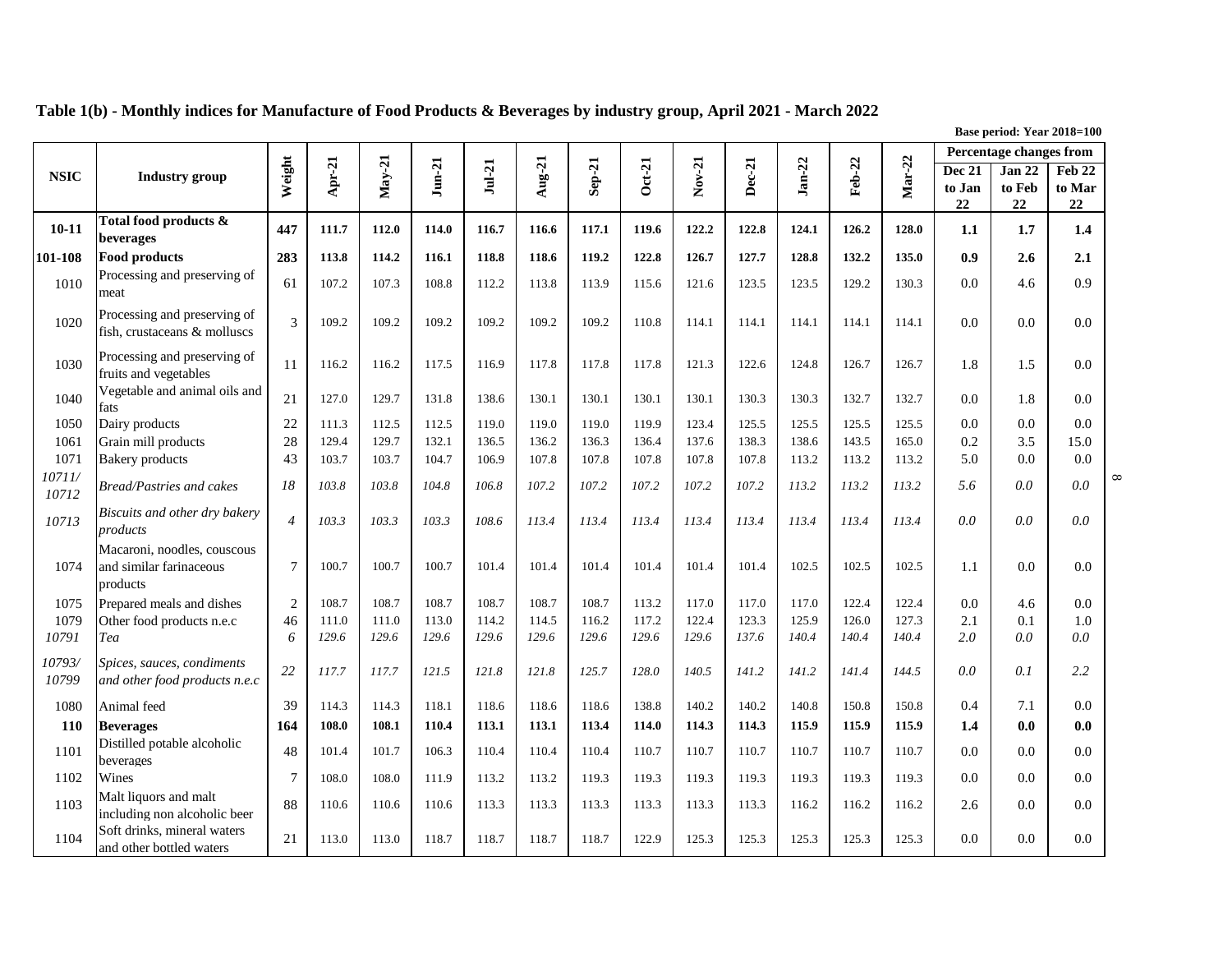## Table 1(b) - Monthly indices for Manufacture of Food Products & Beverages by industry group, April 2021 - March 2022

Base period: Year 2018=100

| NSIC | Industry group | Weight | Apr-21 | May-21 | Jun-21 | Jul-21 | Aug-21 | Sep-21 | Oct-21 | Nov-21 | Dec-21 | Jan-22 | Feb-22 | Mar-22 | Percentage changes from | | |
|---|---|---|---|---|---|---|---|---|---|---|---|---|---|---|---|---|---|
| | | | | | | | | | | | | | | | Dec 21 to Jan 22 | Jan 22 to Feb 22 | Feb 22 to Mar 22 |
| **10-11** | **Total food products & beverages** | **447** | **111.7** | **112.0** | **114.0** | **116.7** | **116.6** | **117.1** | **119.6** | **122.2** | **122.8** | **124.1** | **126.2** | **128.0** | **1.1** | **1.7** | **1.4** |
| **101-108** | **Food products** | **283** | **113.8** | **114.2** | **116.1** | **118.8** | **118.6** | **119.2** | **122.8** | **126.7** | **127.7** | **128.8** | **132.2** | **135.0** | **0.9** | **2.6** | **2.1** |
| 1010 | Processing and preserving of meat | 61 | 107.2 | 107.3 | 108.8 | 112.2 | 113.8 | 113.9 | 115.6 | 121.6 | 123.5 | 123.5 | 129.2 | 130.3 | 0.0 | 4.6 | 0.9 |
| 1020 | Processing and preserving of fish, crustaceans & molluscs | 3 | 109.2 | 109.2 | 109.2 | 109.2 | 109.2 | 109.2 | 110.8 | 114.1 | 114.1 | 114.1 | 114.1 | 114.1 | 0.0 | 0.0 | 0.0 |
| 1030 | Processing and preserving of fruits and vegetables | 11 | 116.2 | 116.2 | 117.5 | 116.9 | 117.8 | 117.8 | 117.8 | 121.3 | 122.6 | 124.8 | 126.7 | 126.7 | 1.8 | 1.5 | 0.0 |
| 1040 | Vegetable and animal oils and fats | 21 | 127.0 | 129.7 | 131.8 | 138.6 | 130.1 | 130.1 | 130.1 | 130.1 | 130.3 | 130.3 | 132.7 | 132.7 | 0.0 | 1.8 | 0.0 |
| 1050 | Dairy products | 22 | 111.3 | 112.5 | 112.5 | 119.0 | 119.0 | 119.0 | 119.9 | 123.4 | 125.5 | 125.5 | 125.5 | 125.5 | 0.0 | 0.0 | 0.0 |
| 1061 | Grain mill products | 28 | 129.4 | 129.7 | 132.1 | 136.5 | 136.2 | 136.3 | 136.4 | 137.6 | 138.3 | 138.6 | 143.5 | 165.0 | 0.2 | 3.5 | 15.0 |
| 1071 | Bakery products | 43 | 103.7 | 103.7 | 104.7 | 106.9 | 107.8 | 107.8 | 107.8 | 107.8 | 107.8 | 113.2 | 113.2 | 113.2 | 5.0 | 0.0 | 0.0 |
| *10711/ 10712* | *Bread/Pastries and cakes* | *18* | *103.8* | *103.8* | *104.8* | *106.8* | *107.2* | *107.2* | *107.2* | *107.2* | *107.2* | *113.2* | *113.2* | *113.2* | *5.6* | *0.0* | *0.0* |
| *10713* | *Biscuits and other dry bakery products* | *4* | *103.3* | *103.3* | *103.3* | *108.6* | *113.4* | *113.4* | *113.4* | *113.4* | *113.4* | *113.4* | *113.4* | *113.4* | *0.0* | *0.0* | *0.0* |
| 1074 | Macaroni, noodles, couscous and similar farinaceous products | 7 | 100.7 | 100.7 | 100.7 | 101.4 | 101.4 | 101.4 | 101.4 | 101.4 | 101.4 | 102.5 | 102.5 | 102.5 | 1.1 | 0.0 | 0.0 |
| 1075 | Prepared meals and dishes | 2 | 108.7 | 108.7 | 108.7 | 108.7 | 108.7 | 108.7 | 113.2 | 117.0 | 117.0 | 117.0 | 122.4 | 122.4 | 0.0 | 4.6 | 0.0 |
| 1079 | Other food products n.e.c | 46 | 111.0 | 111.0 | 113.0 | 114.2 | 114.5 | 116.2 | 117.2 | 122.4 | 123.3 | 125.9 | 126.0 | 127.3 | 2.1 | 0.1 | 1.0 |
| *10791* | *Tea* | *6* | *129.6* | *129.6* | *129.6* | *129.6* | *129.6* | *129.6* | *129.6* | *129.6* | *137.6* | *140.4* | *140.4* | *140.4* | *2.0* | *0.0* | *0.0* |
| *10793/ 10799* | *Spices, sauces, condiments and other food products n.e.c* | *22* | *117.7* | *117.7* | *121.5* | *121.8* | *121.8* | *125.7* | *128.0* | *140.5* | *141.2* | *141.2* | *141.4* | *144.5* | *0.0* | *0.1* | *2.2* |
| 1080 | Animal feed | 39 | 114.3 | 114.3 | 118.1 | 118.6 | 118.6 | 118.6 | 138.8 | 140.2 | 140.2 | 140.8 | 150.8 | 150.8 | 0.4 | 7.1 | 0.0 |
| **110** | **Beverages** | **164** | **108.0** | **108.1** | **110.4** | **113.1** | **113.1** | **113.4** | **114.0** | **114.3** | **114.3** | **115.9** | **115.9** | **115.9** | **1.4** | **0.0** | **0.0** |
| 1101 | Distilled potable alcoholic beverages | 48 | 101.4 | 101.7 | 106.3 | 110.4 | 110.4 | 110.4 | 110.7 | 110.7 | 110.7 | 110.7 | 110.7 | 110.7 | 0.0 | 0.0 | 0.0 |
| 1102 | Wines | 7 | 108.0 | 108.0 | 111.9 | 113.2 | 113.2 | 119.3 | 119.3 | 119.3 | 119.3 | 119.3 | 119.3 | 119.3 | 0.0 | 0.0 | 0.0 |
| 1103 | Malt liquors and malt including non alcoholic beer | 88 | 110.6 | 110.6 | 110.6 | 113.3 | 113.3 | 113.3 | 113.3 | 113.3 | 113.3 | 116.2 | 116.2 | 116.2 | 2.6 | 0.0 | 0.0 |
| 1104 | Soft drinks, mineral waters and other bottled waters | 21 | 113.0 | 113.0 | 118.7 | 118.7 | 118.7 | 118.7 | 122.9 | 125.3 | 125.3 | 125.3 | 125.3 | 125.3 | 0.0 | 0.0 | 0.0 |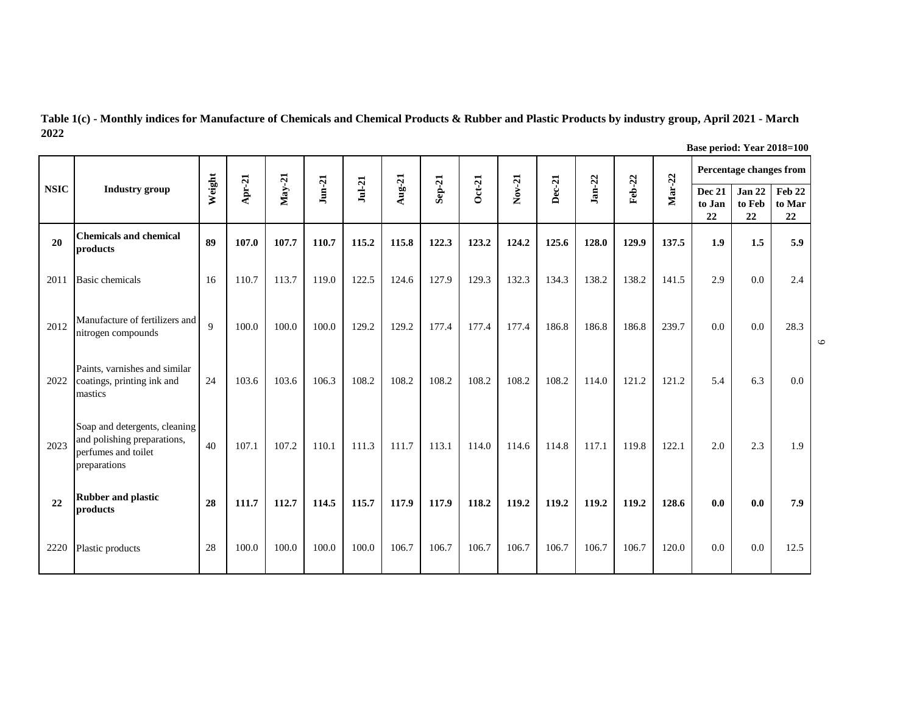**Table 1(c) - Monthly indices for Manufacture of Chemicals and Chemical Products & Rubber and Plastic Products by industry group, April 2021 - March 2022**

**Base period: Year 2018=100**

| NSIC | Industry group | Weight | Apr-21 | May-21 | Jun-21 | Jul-21 | Aug-21 | Sep-21 | Oct-21 | Nov-21 | Dec-21 | Jan-22 | Feb-22 | Mar-22 | Percentage changes from | | |
|---|---|---|---|---|---|---|---|---|---|---|---|---|---|---|---|---|---|
| | | | | | | | | | | | | | | | Dec 21 to Jan 22 | Jan 22 to Feb 22 | Feb 22 to Mar 22 |
| **20** | **Chemicals and chemical products** | **89** | **107.0** | **107.7** | **110.7** | **115.2** | **115.8** | **122.3** | **123.2** | **124.2** | **125.6** | **128.0** | **129.9** | **137.5** | **1.9** | **1.5** | **5.9** |
| 2011 | Basic chemicals | 16 | 110.7 | 113.7 | 119.0 | 122.5 | 124.6 | 127.9 | 129.3 | 132.3 | 134.3 | 138.2 | 138.2 | 141.5 | 2.9 | 0.0 | 2.4 |
| 2012 | Manufacture of fertilizers and nitrogen compounds | 9 | 100.0 | 100.0 | 100.0 | 129.2 | 129.2 | 177.4 | 177.4 | 177.4 | 186.8 | 186.8 | 186.8 | 239.7 | 0.0 | 0.0 | 28.3 |
| 2022 | Paints, varnishes and similar coatings, printing ink and mastics | 24 | 103.6 | 103.6 | 106.3 | 108.2 | 108.2 | 108.2 | 108.2 | 108.2 | 108.2 | 114.0 | 121.2 | 121.2 | 5.4 | 6.3 | 0.0 |
| 2023 | Soap and detergents, cleaning and polishing preparations, perfumes and toilet preparations | 40 | 107.1 | 107.2 | 110.1 | 111.3 | 111.7 | 113.1 | 114.0 | 114.6 | 114.8 | 117.1 | 119.8 | 122.1 | 2.0 | 2.3 | 1.9 |
| **22** | **Rubber and plastic products** | **28** | **111.7** | **112.7** | **114.5** | **115.7** | **117.9** | **117.9** | **118.2** | **119.2** | **119.2** | **119.2** | **119.2** | **128.6** | **0.0** | **0.0** | **7.9** |
| 2220 | Plastic products | 28 | 100.0 | 100.0 | 100.0 | 100.0 | 106.7 | 106.7 | 106.7 | 106.7 | 106.7 | 106.7 | 106.7 | 120.0 | 0.0 | 0.0 | 12.5 |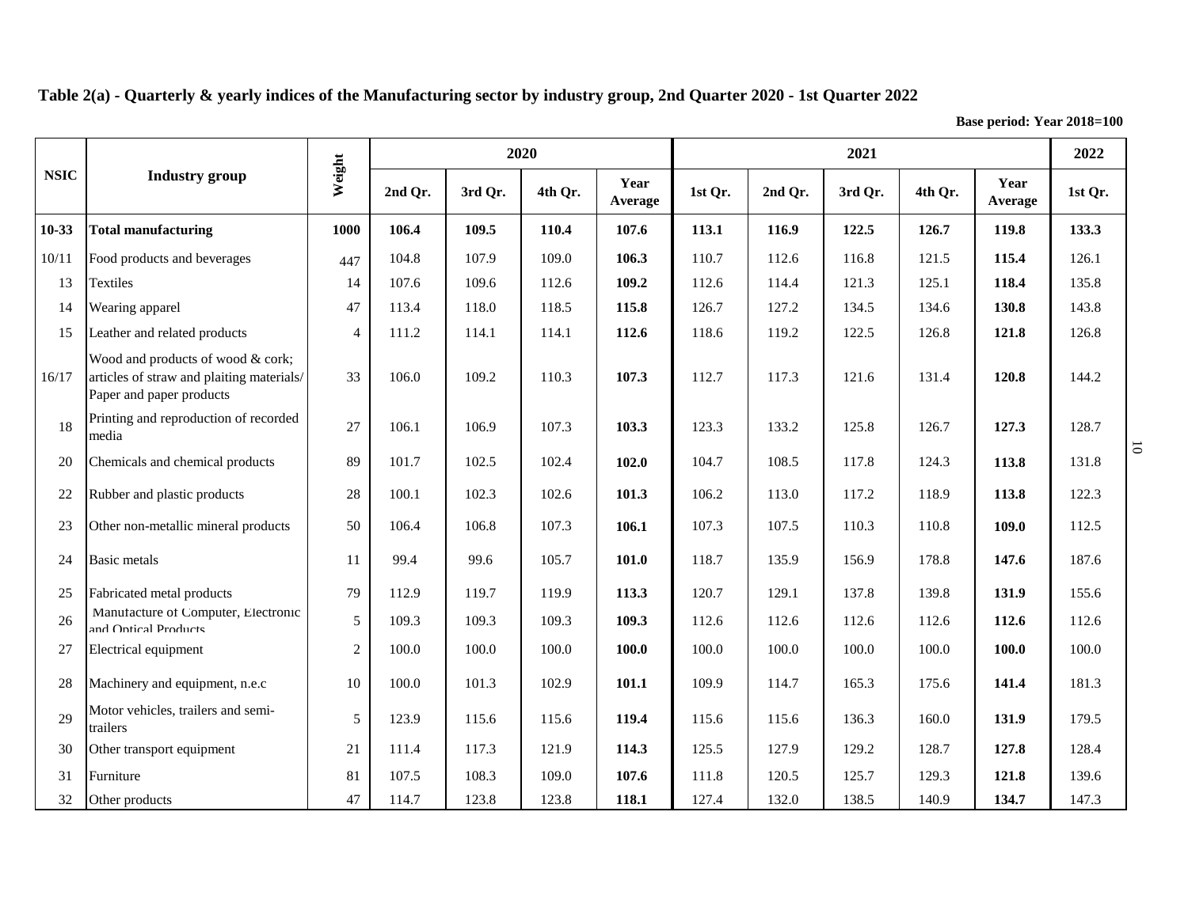**Table 2(a) - Quarterly & yearly indices of the Manufacturing sector by industry group, 2nd Quarter 2020 - 1st Quarter 2022**

**Base period: Year 2018=100**

| NSIC | Industry group | Weight | 2020 | | | | 2021 | | | | | 2022 |
|---|---|---|---|---|---|---|---|---|---|---|---|---|
| | | | 2nd Qr. | 3rd Qr. | 4th Qr. | Year Average | 1st Qr. | 2nd Qr. | 3rd Qr. | 4th Qr. | Year Average | 1st Qr. |
| **10-33** | **Total manufacturing** | **1000** | **106.4** | **109.5** | **110.4** | **107.6** | **113.1** | **116.9** | **122.5** | **126.7** | **119.8** | **133.3** |
| 10/11 | Food products and beverages | 447 | 104.8 | 107.9 | 109.0 | **106.3** | 110.7 | 112.6 | 116.8 | 121.5 | **115.4** | 126.1 |
| 13 | Textiles | 14 | 107.6 | 109.6 | 112.6 | **109.2** | 112.6 | 114.4 | 121.3 | 125.1 | **118.4** | 135.8 |
| 14 | Wearing apparel | 47 | 113.4 | 118.0 | 118.5 | **115.8** | 126.7 | 127.2 | 134.5 | 134.6 | **130.8** | 143.8 |
| 15 | Leather and related products | 4 | 111.2 | 114.1 | 114.1 | **112.6** | 118.6 | 119.2 | 122.5 | 126.8 | **121.8** | 126.8 |
| 16/17 | Wood and products of wood & cork; articles of straw and plaiting materials/ Paper and paper products | 33 | 106.0 | 109.2 | 110.3 | **107.3** | 112.7 | 117.3 | 121.6 | 131.4 | **120.8** | 144.2 |
| 18 | Printing and reproduction of recorded media | 27 | 106.1 | 106.9 | 107.3 | **103.3** | 123.3 | 133.2 | 125.8 | 126.7 | **127.3** | 128.7 |
| 20 | Chemicals and chemical products | 89 | 101.7 | 102.5 | 102.4 | **102.0** | 104.7 | 108.5 | 117.8 | 124.3 | **113.8** | 131.8 |
| 22 | Rubber and plastic products | 28 | 100.1 | 102.3 | 102.6 | **101.3** | 106.2 | 113.0 | 117.2 | 118.9 | **113.8** | 122.3 |
| 23 | Other non-metallic mineral products | 50 | 106.4 | 106.8 | 107.3 | **106.1** | 107.3 | 107.5 | 110.3 | 110.8 | **109.0** | 112.5 |
| 24 | Basic metals | 11 | 99.4 | 99.6 | 105.7 | **101.0** | 118.7 | 135.9 | 156.9 | 178.8 | **147.6** | 187.6 |
| 25 | Fabricated metal products | 79 | 112.9 | 119.7 | 119.9 | **113.3** | 120.7 | 129.1 | 137.8 | 139.8 | **131.9** | 155.6 |
| 26 | Manufacture of Computer, Electronic and Optical Products | 5 | 109.3 | 109.3 | 109.3 | **109.3** | 112.6 | 112.6 | 112.6 | 112.6 | **112.6** | 112.6 |
| 27 | Electrical equipment | 2 | 100.0 | 100.0 | 100.0 | **100.0** | 100.0 | 100.0 | 100.0 | 100.0 | **100.0** | 100.0 |
| 28 | Machinery and equipment, n.e.c | 10 | 100.0 | 101.3 | 102.9 | **101.1** | 109.9 | 114.7 | 165.3 | 175.6 | **141.4** | 181.3 |
| 29 | Motor vehicles, trailers and semi-trailers | 5 | 123.9 | 115.6 | 115.6 | **119.4** | 115.6 | 115.6 | 136.3 | 160.0 | **131.9** | 179.5 |
| 30 | Other transport equipment | 21 | 111.4 | 117.3 | 121.9 | **114.3** | 125.5 | 127.9 | 129.2 | 128.7 | **127.8** | 128.4 |
| 31 | Furniture | 81 | 107.5 | 108.3 | 109.0 | **107.6** | 111.8 | 120.5 | 125.7 | 129.3 | **121.8** | 139.6 |
| 32 | Other products | 47 | 114.7 | 123.8 | 123.8 | **118.1** | 127.4 | 132.0 | 138.5 | 140.9 | **134.7** | 147.3 |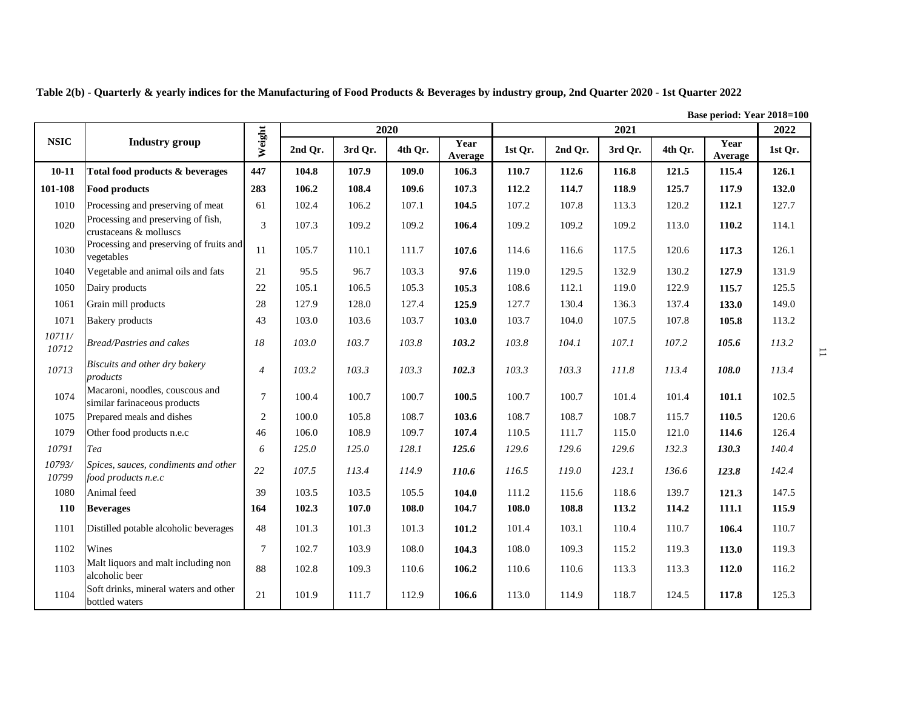**Table 2(b) - Quarterly & yearly indices for the Manufacturing of Food Products & Beverages by industry group, 2nd Quarter 2020 - 1st Quarter 2022**

**Base period: Year 2018=100**

| NSIC | Industry group | Weight | 2020 | | | | 2021 | | | | | 2022 |
|---|---|---|---|---|---|---|---|---|---|---|---|---|
| | | | 2nd Qr. | 3rd Qr. | 4th Qr. | Year Average | 1st Qr. | 2nd Qr. | 3rd Qr. | 4th Qr. | Year Average | 1st Qr. |
| **10-11** | **Total food products & beverages** | **447** | **104.8** | **107.9** | **109.0** | **106.3** | **110.7** | **112.6** | **116.8** | **121.5** | **115.4** | **126.1** |
| **101-108** | **Food products** | **283** | **106.2** | **108.4** | **109.6** | **107.3** | **112.2** | **114.7** | **118.9** | **125.7** | **117.9** | **132.0** |
| 1010 | Processing and preserving of meat | 61 | 102.4 | 106.2 | 107.1 | **104.5** | 107.2 | 107.8 | 113.3 | 120.2 | **112.1** | 127.7 |
| 1020 | Processing and preserving of fish, crustaceans & molluscs | 3 | 107.3 | 109.2 | 109.2 | **106.4** | 109.2 | 109.2 | 109.2 | 113.0 | **110.2** | 114.1 |
| 1030 | Processing and preserving of fruits and vegetables | 11 | 105.7 | 110.1 | 111.7 | **107.6** | 114.6 | 116.6 | 117.5 | 120.6 | **117.3** | 126.1 |
| 1040 | Vegetable and animal oils and fats | 21 | 95.5 | 96.7 | 103.3 | **97.6** | 119.0 | 129.5 | 132.9 | 130.2 | **127.9** | 131.9 |
| 1050 | Dairy products | 22 | 105.1 | 106.5 | 105.3 | **105.3** | 108.6 | 112.1 | 119.0 | 122.9 | **115.7** | 125.5 |
| 1061 | Grain mill products | 28 | 127.9 | 128.0 | 127.4 | **125.9** | 127.7 | 130.4 | 136.3 | 137.4 | **133.0** | 149.0 |
| 1071 | Bakery products | 43 | 103.0 | 103.6 | 103.7 | **103.0** | 103.7 | 104.0 | 107.5 | 107.8 | **105.8** | 113.2 |
| *10711/ 10712* | *Bread/Pastries and cakes* | *18* | *103.0* | *103.7* | *103.8* | ***103.2*** | *103.8* | *104.1* | *107.1* | *107.2* | ***105.6*** | *113.2* |
| *10713* | *Biscuits and other dry bakery products* | *4* | *103.2* | *103.3* | *103.3* | ***102.3*** | *103.3* | *103.3* | *111.8* | *113.4* | ***108.0*** | *113.4* |
| 1074 | Macaroni, noodles, couscous and similar farinaceous products | 7 | 100.4 | 100.7 | 100.7 | **100.5** | 100.7 | 100.7 | 101.4 | 101.4 | **101.1** | 102.5 |
| 1075 | Prepared meals and dishes | 2 | 100.0 | 105.8 | 108.7 | **103.6** | 108.7 | 108.7 | 108.7 | 115.7 | **110.5** | 120.6 |
| 1079 | Other food products n.e.c | 46 | 106.0 | 108.9 | 109.7 | **107.4** | 110.5 | 111.7 | 115.0 | 121.0 | **114.6** | 126.4 |
| *10791* | *Tea* | *6* | *125.0* | *125.0* | *128.1* | ***125.6*** | *129.6* | *129.6* | *129.6* | *132.3* | ***130.3*** | *140.4* |
| *10793/ 10799* | *Spices, sauces, condiments and other food products n.e.c* | *22* | *107.5* | *113.4* | *114.9* | ***110.6*** | *116.5* | *119.0* | *123.1* | *136.6* | ***123.8*** | *142.4* |
| 1080 | Animal feed | 39 | 103.5 | 103.5 | 105.5 | **104.0** | 111.2 | 115.6 | 118.6 | 139.7 | **121.3** | 147.5 |
| **110** | **Beverages** | **164** | **102.3** | **107.0** | **108.0** | **104.7** | **108.0** | **108.8** | **113.2** | **114.2** | **111.1** | **115.9** |
| 1101 | Distilled potable alcoholic beverages | 48 | 101.3 | 101.3 | 101.3 | **101.2** | 101.4 | 103.1 | 110.4 | 110.7 | **106.4** | 110.7 |
| 1102 | Wines | 7 | 102.7 | 103.9 | 108.0 | **104.3** | 108.0 | 109.3 | 115.2 | 119.3 | **113.0** | 119.3 |
| 1103 | Malt liquors and malt including non alcoholic beer | 88 | 102.8 | 109.3 | 110.6 | **106.2** | 110.6 | 110.6 | 113.3 | 113.3 | **112.0** | 116.2 |
| 1104 | Soft drinks, mineral waters and other bottled waters | 21 | 101.9 | 111.7 | 112.9 | **106.6** | 113.0 | 114.9 | 118.7 | 124.5 | **117.8** | 125.3 |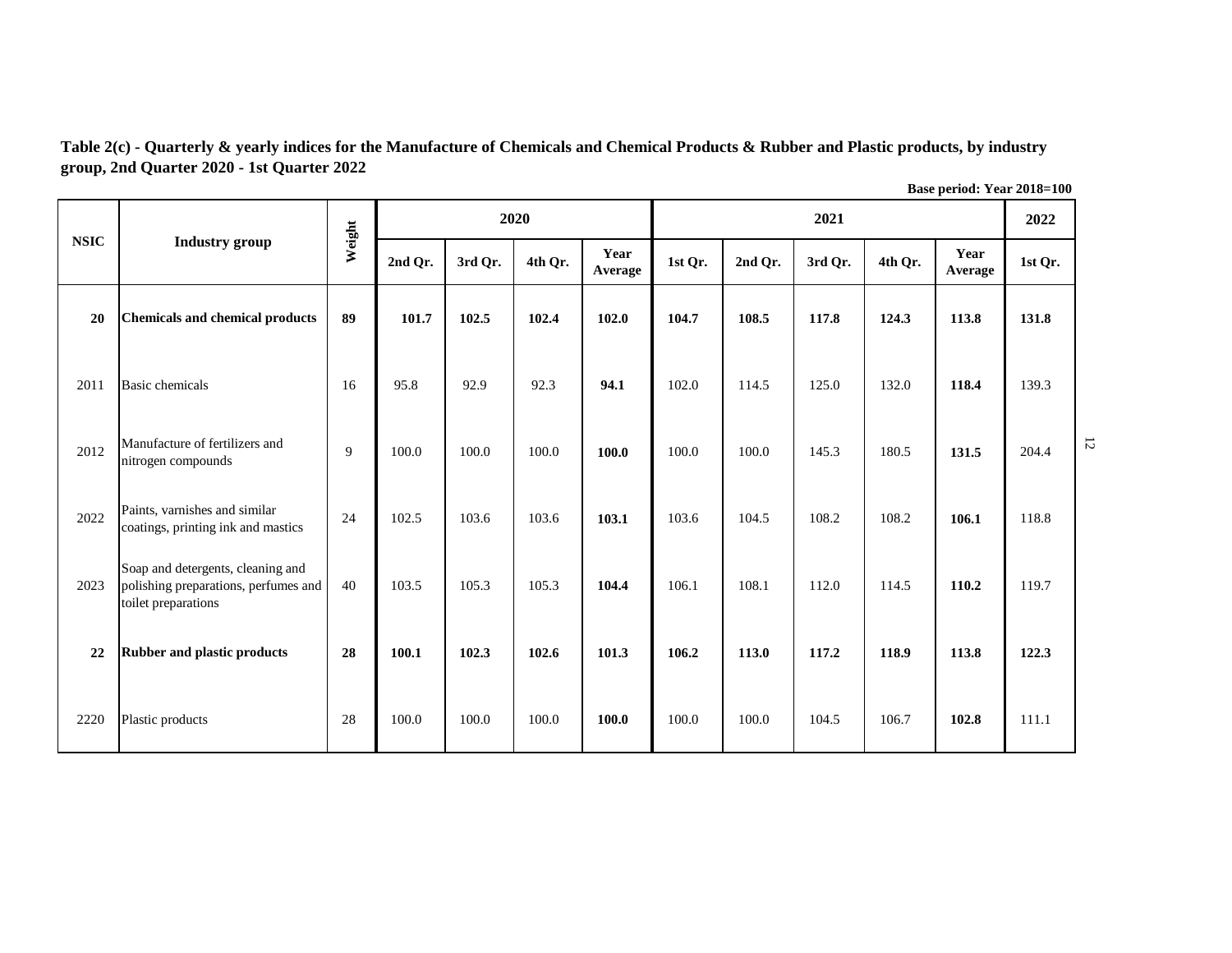**Table 2(c) - Quarterly & yearly indices for the Manufacture of Chemicals and Chemical Products & Rubber and Plastic products, by industry group, 2nd Quarter 2020 - 1st Quarter 2022**

**Base period: Year 2018=100**

| NSIC | Industry group | Weight | 2020 | | | | 2021 | | | | | 2022 |
|---|---|---|---|---|---|---|---|---|---|---|---|---|
| | | | 2nd Qr. | 3rd Qr. | 4th Qr. | Year Average | 1st Qr. | 2nd Qr. | 3rd Qr. | 4th Qr. | Year Average | 1st Qr. |
| **20** | **Chemicals and chemical products** | **89** | **101.7** | **102.5** | **102.4** | **102.0** | **104.7** | **108.5** | **117.8** | **124.3** | **113.8** | **131.8** |
| 2011 | Basic chemicals | 16 | 95.8 | 92.9 | 92.3 | **94.1** | 102.0 | 114.5 | 125.0 | 132.0 | **118.4** | 139.3 |
| 2012 | Manufacture of fertilizers and nitrogen compounds | 9 | 100.0 | 100.0 | 100.0 | **100.0** | 100.0 | 100.0 | 145.3 | 180.5 | **131.5** | 204.4 |
| 2022 | Paints, varnishes and similar coatings, printing ink and mastics | 24 | 102.5 | 103.6 | 103.6 | **103.1** | 103.6 | 104.5 | 108.2 | 108.2 | **106.1** | 118.8 |
| 2023 | Soap and detergents, cleaning and polishing preparations, perfumes and toilet preparations | 40 | 103.5 | 105.3 | 105.3 | **104.4** | 106.1 | 108.1 | 112.0 | 114.5 | **110.2** | 119.7 |
| **22** | **Rubber and plastic products** | **28** | **100.1** | **102.3** | **102.6** | **101.3** | **106.2** | **113.0** | **117.2** | **118.9** | **113.8** | **122.3** |
| 2220 | Plastic products | 28 | 100.0 | 100.0 | 100.0 | **100.0** | 100.0 | 100.0 | 104.5 | 106.7 | **102.8** | 111.1 |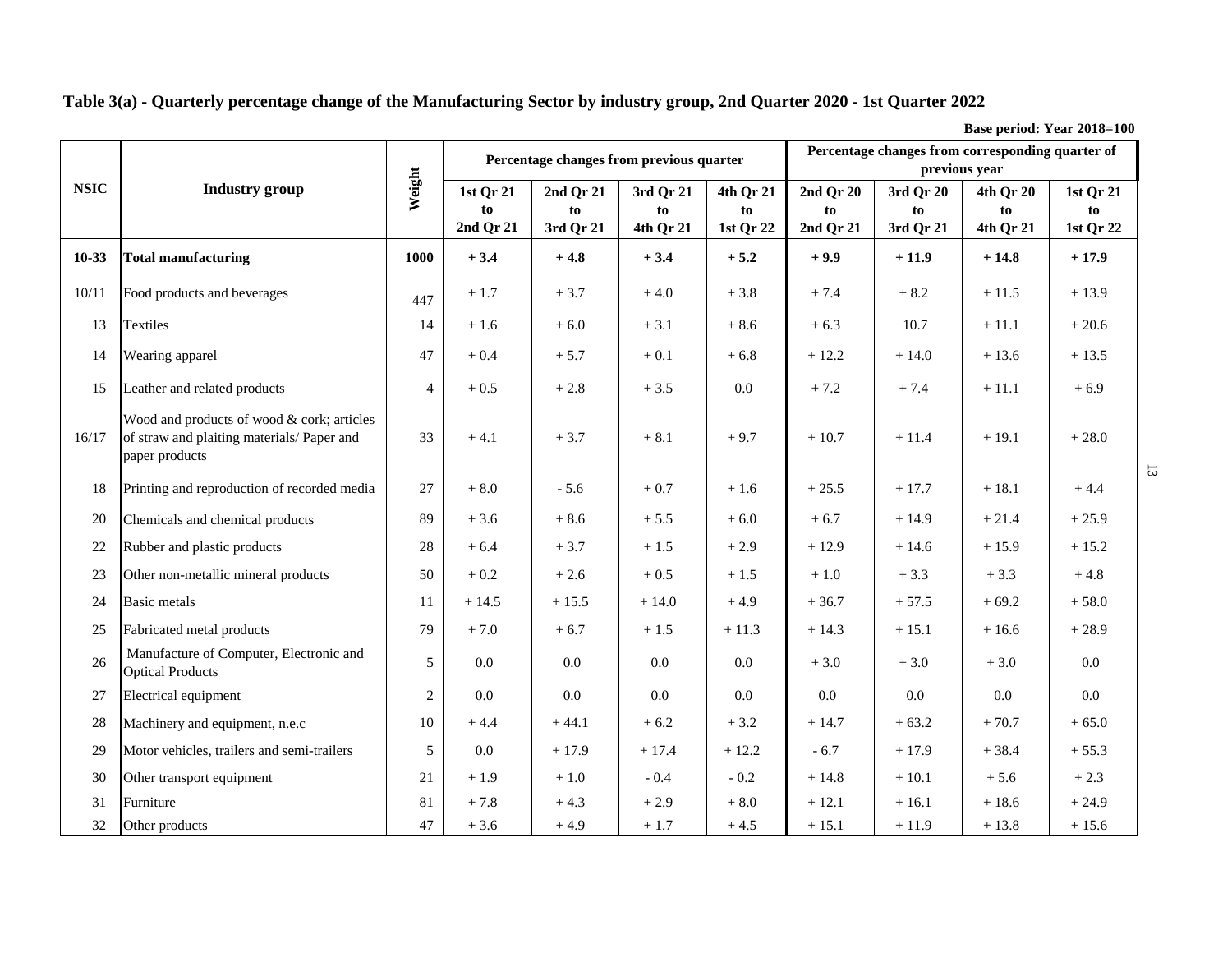**Table 3(a) - Quarterly percentage change of the Manufacturing Sector by industry group, 2nd Quarter 2020 - 1st Quarter 2022**

Base period: Year 2018=100

| NSIC | Industry group | Weight | Percentage changes from previous quarter | | | | Percentage changes from corresponding quarter of previous year | | | |
|---|---|---|---|---|---|---|---|---|---|---|
| | | | 1st Qr 21 to 2nd Qr 21 | 2nd Qr 21 to 3rd Qr 21 | 3rd Qr 21 to 4th Qr 21 | 4th Qr 21 to 1st Qr 22 | 2nd Qr 20 to 2nd Qr 21 | 3rd Qr 20 to 3rd Qr 21 | 4th Qr 20 to 4th Qr 21 | 1st Qr 21 to 1st Qr 22 |
| **10-33** | **Total manufacturing** | **1000** | **+ 3.4** | **+ 4.8** | **+ 3.4** | **+ 5.2** | **+ 9.9** | **+ 11.9** | **+ 14.8** | **+ 17.9** |
| 10/11 | Food products and beverages | 447 | + 1.7 | + 3.7 | + 4.0 | + 3.8 | + 7.4 | + 8.2 | + 11.5 | + 13.9 |
| 13 | Textiles | 14 | + 1.6 | + 6.0 | + 3.1 | + 8.6 | + 6.3 | 10.7 | + 11.1 | + 20.6 |
| 14 | Wearing apparel | 47 | + 0.4 | + 5.7 | + 0.1 | + 6.8 | + 12.2 | + 14.0 | + 13.6 | + 13.5 |
| 15 | Leather and related products | 4 | + 0.5 | + 2.8 | + 3.5 | 0.0 | + 7.2 | + 7.4 | + 11.1 | + 6.9 |
| 16/17 | Wood and products of wood & cork; articles of straw and plaiting materials/ Paper and paper products | 33 | + 4.1 | + 3.7 | + 8.1 | + 9.7 | + 10.7 | + 11.4 | + 19.1 | + 28.0 |
| 18 | Printing and reproduction of recorded media | 27 | + 8.0 | - 5.6 | + 0.7 | + 1.6 | + 25.5 | + 17.7 | + 18.1 | + 4.4 |
| 20 | Chemicals and chemical products | 89 | + 3.6 | + 8.6 | + 5.5 | + 6.0 | + 6.7 | + 14.9 | + 21.4 | + 25.9 |
| 22 | Rubber and plastic products | 28 | + 6.4 | + 3.7 | + 1.5 | + 2.9 | + 12.9 | + 14.6 | + 15.9 | + 15.2 |
| 23 | Other non-metallic mineral products | 50 | + 0.2 | + 2.6 | + 0.5 | + 1.5 | + 1.0 | + 3.3 | + 3.3 | + 4.8 |
| 24 | Basic metals | 11 | + 14.5 | + 15.5 | + 14.0 | + 4.9 | + 36.7 | + 57.5 | + 69.2 | + 58.0 |
| 25 | Fabricated metal products | 79 | + 7.0 | + 6.7 | + 1.5 | + 11.3 | + 14.3 | + 15.1 | + 16.6 | + 28.9 |
| 26 | Manufacture of Computer, Electronic and Optical Products | 5 | 0.0 | 0.0 | 0.0 | 0.0 | + 3.0 | + 3.0 | + 3.0 | 0.0 |
| 27 | Electrical equipment | 2 | 0.0 | 0.0 | 0.0 | 0.0 | 0.0 | 0.0 | 0.0 | 0.0 |
| 28 | Machinery and equipment, n.e.c | 10 | + 4.4 | + 44.1 | + 6.2 | + 3.2 | + 14.7 | + 63.2 | + 70.7 | + 65.0 |
| 29 | Motor vehicles, trailers and semi-trailers | 5 | 0.0 | + 17.9 | + 17.4 | + 12.2 | - 6.7 | + 17.9 | + 38.4 | + 55.3 |
| 30 | Other transport equipment | 21 | + 1.9 | + 1.0 | - 0.4 | - 0.2 | + 14.8 | + 10.1 | + 5.6 | + 2.3 |
| 31 | Furniture | 81 | + 7.8 | + 4.3 | + 2.9 | + 8.0 | + 12.1 | + 16.1 | + 18.6 | + 24.9 |
| 32 | Other products | 47 | + 3.6 | + 4.9 | + 1.7 | + 4.5 | + 15.1 | + 11.9 | + 13.8 | + 15.6 |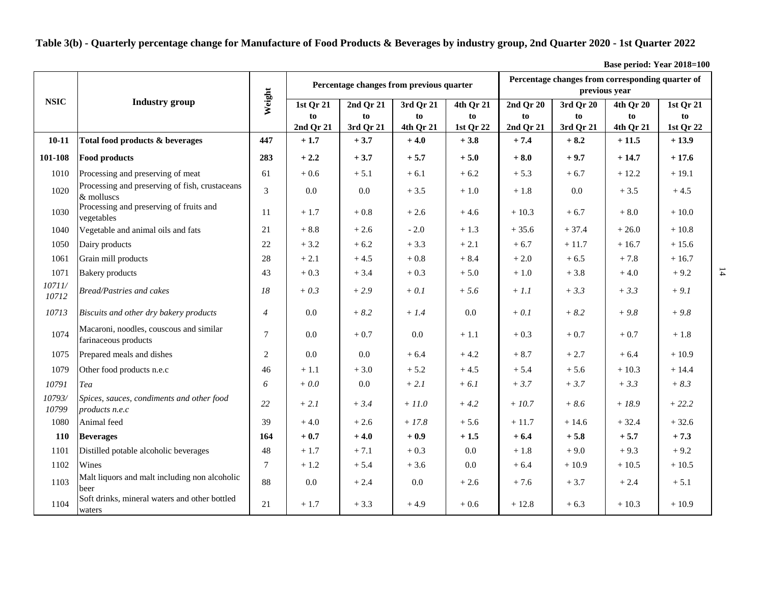# Table 3(b) - Quarterly percentage change for Manufacture of Food Products & Beverages by industry group, 2nd Quarter 2020 - 1st Quarter 2022

**Base period: Year 2018=100**

| NSIC | Industry group | Weight | Percentage changes from previous quarter | | | | Percentage changes from corresponding quarter of previous year | | | |
|---|---|---|---|---|---|---|---|---|---|---|
| | | | 1st Qr 21 to 2nd Qr 21 | 2nd Qr 21 to 3rd Qr 21 | 3rd Qr 21 to 4th Qr 21 | 4th Qr 21 to 1st Qr 22 | 2nd Qr 20 to 2nd Qr 21 | 3rd Qr 20 to 3rd Qr 21 | 4th Qr 20 to 4th Qr 21 | 1st Qr 21 to 1st Qr 22 |
| **10-11** | **Total food products & beverages** | **447** | **+ 1.7** | **+ 3.7** | **+ 4.0** | **+ 3.8** | **+ 7.4** | **+ 8.2** | **+ 11.5** | **+ 13.9** |
| **101-108** | **Food products** | **283** | **+ 2.2** | **+ 3.7** | **+ 5.7** | **+ 5.0** | **+ 8.0** | **+ 9.7** | **+ 14.7** | **+ 17.6** |
| 1010 | Processing and preserving of meat | 61 | + 0.6 | + 5.1 | + 6.1 | + 6.2 | + 5.3 | + 6.7 | + 12.2 | + 19.1 |
| 1020 | Processing and preserving of fish, crustaceans & molluscs | 3 | 0.0 | 0.0 | + 3.5 | + 1.0 | + 1.8 | 0.0 | + 3.5 | + 4.5 |
| 1030 | Processing and preserving of fruits and vegetables | 11 | + 1.7 | + 0.8 | + 2.6 | + 4.6 | + 10.3 | + 6.7 | + 8.0 | + 10.0 |
| 1040 | Vegetable and animal oils and fats | 21 | + 8.8 | + 2.6 | - 2.0 | + 1.3 | + 35.6 | + 37.4 | + 26.0 | + 10.8 |
| 1050 | Dairy products | 22 | + 3.2 | + 6.2 | + 3.3 | + 2.1 | + 6.7 | + 11.7 | + 16.7 | + 15.6 |
| 1061 | Grain mill products | 28 | + 2.1 | + 4.5 | + 0.8 | + 8.4 | + 2.0 | + 6.5 | + 7.8 | + 16.7 |
| 1071 | Bakery products | 43 | + 0.3 | + 3.4 | + 0.3 | + 5.0 | + 1.0 | + 3.8 | + 4.0 | + 9.2 |
| *10711/ 10712* | *Bread/Pastries and cakes* | *18* | *+ 0.3* | *+ 2.9* | *+ 0.1* | *+ 5.6* | *+ 1.1* | *+ 3.3* | *+ 3.3* | *+ 9.1* |
| *10713* | *Biscuits and other dry bakery products* | *4* | 0.0 | *+ 8.2* | *+ 1.4* | 0.0 | *+ 0.1* | *+ 8.2* | *+ 9.8* | *+ 9.8* |
| 1074 | Macaroni, noodles, couscous and similar farinaceous products | 7 | 0.0 | + 0.7 | 0.0 | + 1.1 | + 0.3 | + 0.7 | + 0.7 | + 1.8 |
| 1075 | Prepared meals and dishes | 2 | 0.0 | 0.0 | + 6.4 | + 4.2 | + 8.7 | + 2.7 | + 6.4 | + 10.9 |
| 1079 | Other food products n.e.c | 46 | + 1.1 | + 3.0 | + 5.2 | + 4.5 | + 5.4 | + 5.6 | + 10.3 | + 14.4 |
| *10791* | *Tea* | *6* | *+ 0.0* | 0.0 | *+ 2.1* | *+ 6.1* | *+ 3.7* | *+ 3.7* | *+ 3.3* | *+ 8.3* |
| *10793/ 10799* | *Spices, sauces, condiments and other food products n.e.c* | *22* | *+ 2.1* | *+ 3.4* | *+ 11.0* | *+ 4.2* | *+ 10.7* | *+ 8.6* | *+ 18.9* | *+ 22.2* |
| 1080 | Animal feed | 39 | + 4.0 | + 2.6 | *+ 17.8* | + 5.6 | + 11.7 | + 14.6 | + 32.4 | + 32.6 |
| **110** | **Beverages** | **164** | **+ 0.7** | **+ 4.0** | **+ 0.9** | **+ 1.5** | **+ 6.4** | **+ 5.8** | **+ 5.7** | **+ 7.3** |
| 1101 | Distilled potable alcoholic beverages | 48 | + 1.7 | + 7.1 | + 0.3 | 0.0 | + 1.8 | + 9.0 | + 9.3 | + 9.2 |
| 1102 | Wines | 7 | + 1.2 | + 5.4 | + 3.6 | 0.0 | + 6.4 | + 10.9 | + 10.5 | + 10.5 |
| 1103 | Malt liquors and malt including non alcoholic beer | 88 | 0.0 | + 2.4 | 0.0 | + 2.6 | + 7.6 | + 3.7 | + 2.4 | + 5.1 |
| 1104 | Soft drinks, mineral waters and other bottled waters | 21 | + 1.7 | + 3.3 | + 4.9 | + 0.6 | + 12.8 | + 6.3 | + 10.3 | + 10.9 |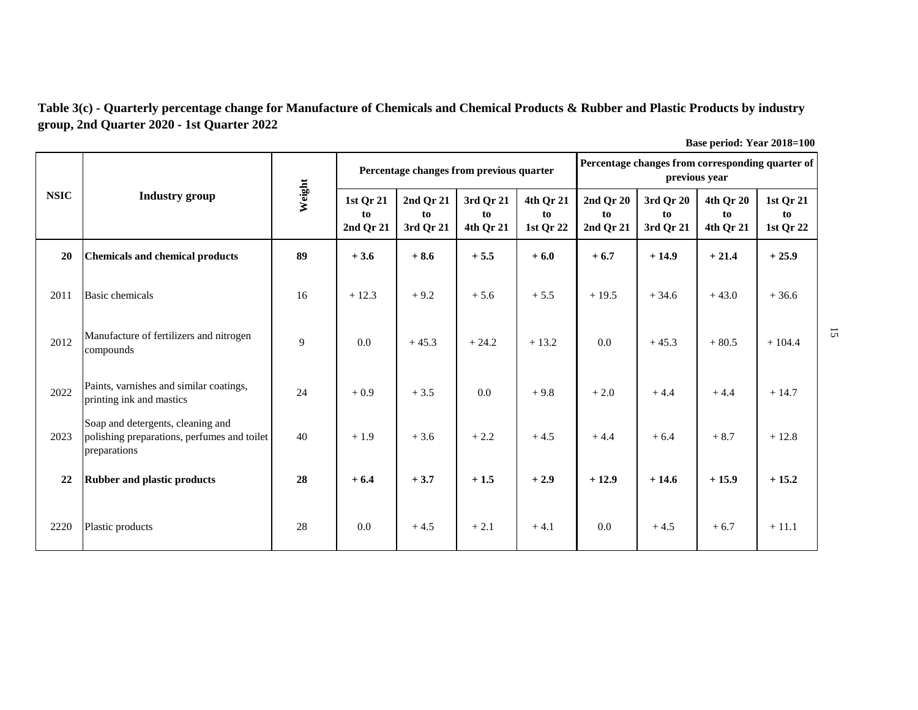**Table 3(c) - Quarterly percentage change for Manufacture of Chemicals and Chemical Products & Rubber and Plastic Products by industry group, 2nd Quarter 2020 - 1st Quarter 2022**

**Base period: Year 2018=100**

| NSIC | Industry group | Weight | Percentage changes from previous quarter | | | | Percentage changes from corresponding quarter of previous year | | | |
|---|---|---|---|---|---|---|---|---|---|---|
| | | | 1st Qr 21 to 2nd Qr 21 | 2nd Qr 21 to 3rd Qr 21 | 3rd Qr 21 to 4th Qr 21 | 4th Qr 21 to 1st Qr 22 | 2nd Qr 20 to 2nd Qr 21 | 3rd Qr 20 to 3rd Qr 21 | 4th Qr 20 to 4th Qr 21 | 1st Qr 21 to 1st Qr 22 |
| **20** | **Chemicals and chemical products** | **89** | **+ 3.6** | **+ 8.6** | **+ 5.5** | **+ 6.0** | **+ 6.7** | **+ 14.9** | **+ 21.4** | **+ 25.9** |
| 2011 | Basic chemicals | 16 | + 12.3 | + 9.2 | + 5.6 | + 5.5 | + 19.5 | + 34.6 | + 43.0 | + 36.6 |
| 2012 | Manufacture of fertilizers and nitrogen compounds | 9 | 0.0 | + 45.3 | + 24.2 | + 13.2 | 0.0 | + 45.3 | + 80.5 | + 104.4 |
| 2022 | Paints, varnishes and similar coatings, printing ink and mastics | 24 | + 0.9 | + 3.5 | 0.0 | + 9.8 | + 2.0 | + 4.4 | + 4.4 | + 14.7 |
| 2023 | Soap and detergents, cleaning and polishing preparations, perfumes and toilet preparations | 40 | + 1.9 | + 3.6 | + 2.2 | + 4.5 | + 4.4 | + 6.4 | + 8.7 | + 12.8 |
| **22** | **Rubber and plastic products** | **28** | **+ 6.4** | **+ 3.7** | **+ 1.5** | **+ 2.9** | **+ 12.9** | **+ 14.6** | **+ 15.9** | **+ 15.2** |
| 2220 | Plastic products | 28 | 0.0 | + 4.5 | + 2.1 | + 4.1 | 0.0 | + 4.5 | + 6.7 | + 11.1 |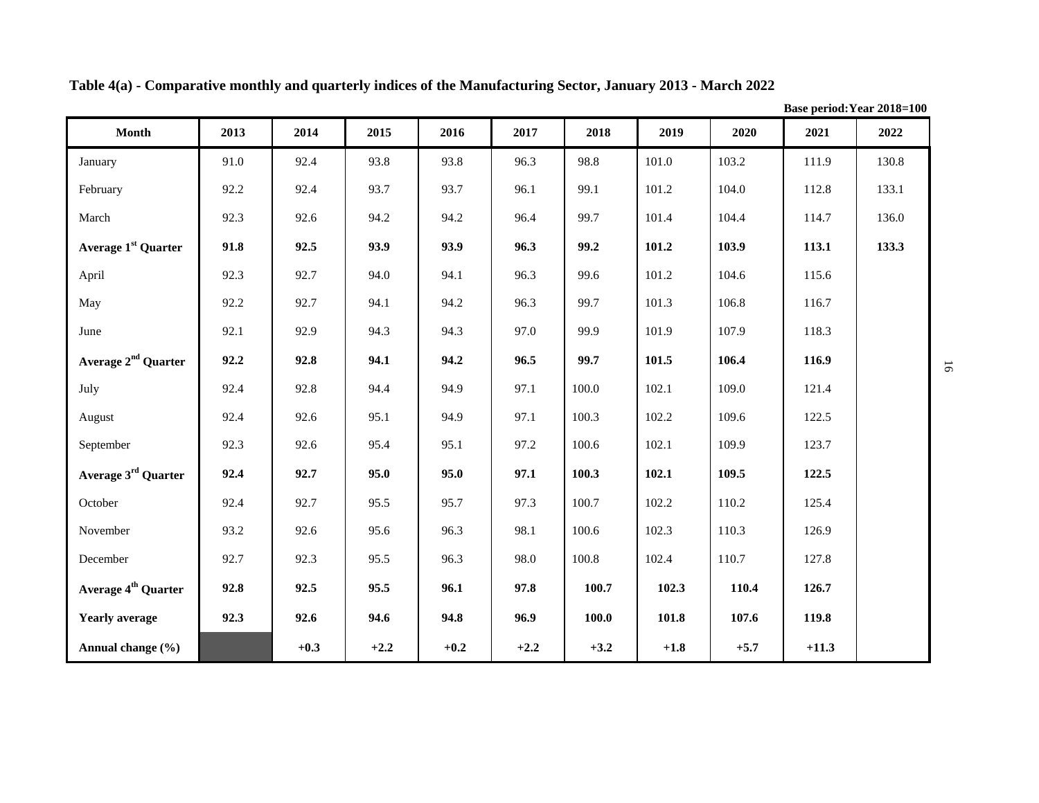**Table 4(a) - Comparative monthly and quarterly indices of the Manufacturing Sector, January 2013 - March 2022**

**Base period: Year 2018=100**

| Month | 2013 | 2014 | 2015 | 2016 | 2017 | 2018 | 2019 | 2020 | 2021 | 2022 |
|---|---|---|---|---|---|---|---|---|---|---|
| January | 91.0 | 92.4 | 93.8 | 93.8 | 96.3 | 98.8 | 101.0 | 103.2 | 111.9 | 130.8 |
| February | 92.2 | 92.4 | 93.7 | 93.7 | 96.1 | 99.1 | 101.2 | 104.0 | 112.8 | 133.1 |
| March | 92.3 | 92.6 | 94.2 | 94.2 | 96.4 | 99.7 | 101.4 | 104.4 | 114.7 | 136.0 |
| **Average 1st Quarter** | **91.8** | **92.5** | **93.9** | **93.9** | **96.3** | **99.2** | **101.2** | **103.9** | **113.1** | **133.3** |
| April | 92.3 | 92.7 | 94.0 | 94.1 | 96.3 | 99.6 | 101.2 | 104.6 | 115.6 | |
| May | 92.2 | 92.7 | 94.1 | 94.2 | 96.3 | 99.7 | 101.3 | 106.8 | 116.7 | |
| June | 92.1 | 92.9 | 94.3 | 94.3 | 97.0 | 99.9 | 101.9 | 107.9 | 118.3 | |
| **Average 2nd Quarter** | **92.2** | **92.8** | **94.1** | **94.2** | **96.5** | **99.7** | **101.5** | **106.4** | **116.9** | |
| July | 92.4 | 92.8 | 94.4 | 94.9 | 97.1 | 100.0 | 102.1 | 109.0 | 121.4 | |
| August | 92.4 | 92.6 | 95.1 | 94.9 | 97.1 | 100.3 | 102.2 | 109.6 | 122.5 | |
| September | 92.3 | 92.6 | 95.4 | 95.1 | 97.2 | 100.6 | 102.1 | 109.9 | 123.7 | |
| **Average 3rd Quarter** | **92.4** | **92.7** | **95.0** | **95.0** | **97.1** | **100.3** | **102.1** | **109.5** | **122.5** | |
| October | 92.4 | 92.7 | 95.5 | 95.7 | 97.3 | 100.7 | 102.2 | 110.2 | 125.4 | |
| November | 93.2 | 92.6 | 95.6 | 96.3 | 98.1 | 100.6 | 102.3 | 110.3 | 126.9 | |
| December | 92.7 | 92.3 | 95.5 | 96.3 | 98.0 | 100.8 | 102.4 | 110.7 | 127.8 | |
| **Average 4th Quarter** | **92.8** | **92.5** | **95.5** | **96.1** | **97.8** | **100.7** | **102.3** | **110.4** | **126.7** | |
| **Yearly average** | **92.3** | **92.6** | **94.6** | **94.8** | **96.9** | **100.0** | **101.8** | **107.6** | **119.8** | |
| **Annual change (%)** | | **+0.3** | **+2.2** | **+0.2** | **+2.2** | **+3.2** | **+1.8** | **+5.7** | **+11.3** | |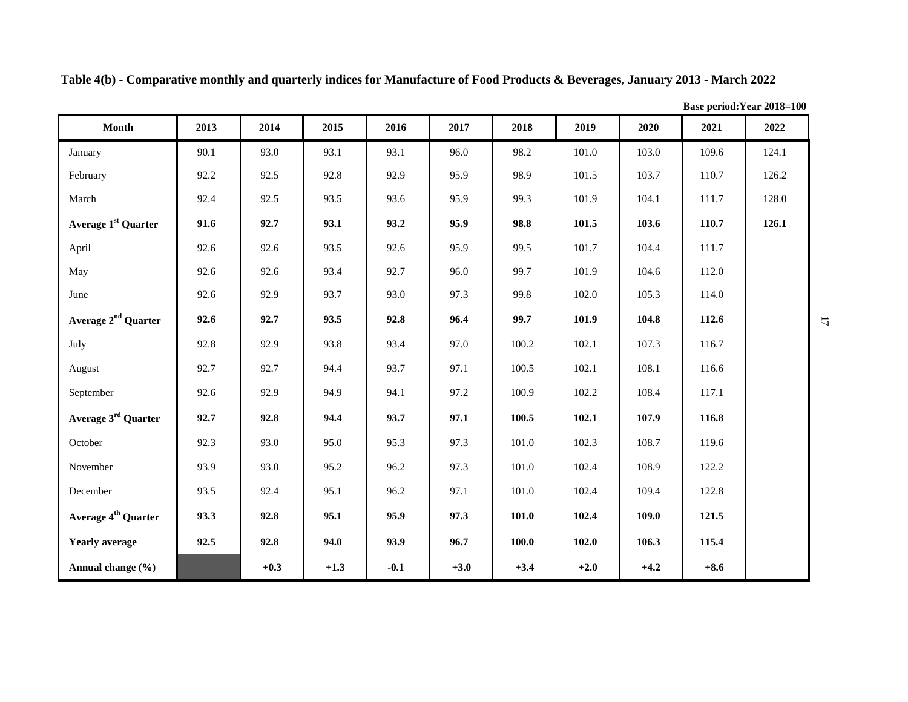**Table 4(b) - Comparative monthly and quarterly indices for Manufacture of Food Products & Beverages, January 2013 - March 2022**

**Base period:Year 2018=100**

| Month | 2013 | 2014 | 2015 | 2016 | 2017 | 2018 | 2019 | 2020 | 2021 | 2022 |
|---|---|---|---|---|---|---|---|---|---|---|
| January | 90.1 | 93.0 | 93.1 | 93.1 | 96.0 | 98.2 | 101.0 | 103.0 | 109.6 | 124.1 |
| February | 92.2 | 92.5 | 92.8 | 92.9 | 95.9 | 98.9 | 101.5 | 103.7 | 110.7 | 126.2 |
| March | 92.4 | 92.5 | 93.5 | 93.6 | 95.9 | 99.3 | 101.9 | 104.1 | 111.7 | 128.0 |
| **Average 1st Quarter** | **91.6** | **92.7** | **93.1** | **93.2** | **95.9** | **98.8** | **101.5** | **103.6** | **110.7** | **126.1** |
| April | 92.6 | 92.6 | 93.5 | 92.6 | 95.9 | 99.5 | 101.7 | 104.4 | 111.7 | |
| May | 92.6 | 92.6 | 93.4 | 92.7 | 96.0 | 99.7 | 101.9 | 104.6 | 112.0 | |
| June | 92.6 | 92.9 | 93.7 | 93.0 | 97.3 | 99.8 | 102.0 | 105.3 | 114.0 | |
| **Average 2nd Quarter** | **92.6** | **92.7** | **93.5** | **92.8** | **96.4** | **99.7** | **101.9** | **104.8** | **112.6** | |
| July | 92.8 | 92.9 | 93.8 | 93.4 | 97.0 | 100.2 | 102.1 | 107.3 | 116.7 | |
| August | 92.7 | 92.7 | 94.4 | 93.7 | 97.1 | 100.5 | 102.1 | 108.1 | 116.6 | |
| September | 92.6 | 92.9 | 94.9 | 94.1 | 97.2 | 100.9 | 102.2 | 108.4 | 117.1 | |
| **Average 3rd Quarter** | **92.7** | **92.8** | **94.4** | **93.7** | **97.1** | **100.5** | **102.1** | **107.9** | **116.8** | |
| October | 92.3 | 93.0 | 95.0 | 95.3 | 97.3 | 101.0 | 102.3 | 108.7 | 119.6 | |
| November | 93.9 | 93.0 | 95.2 | 96.2 | 97.3 | 101.0 | 102.4 | 108.9 | 122.2 | |
| December | 93.5 | 92.4 | 95.1 | 96.2 | 97.1 | 101.0 | 102.4 | 109.4 | 122.8 | |
| **Average 4th Quarter** | **93.3** | **92.8** | **95.1** | **95.9** | **97.3** | **101.0** | **102.4** | **109.0** | **121.5** | |
| **Yearly average** | **92.5** | **92.8** | **94.0** | **93.9** | **96.7** | **100.0** | **102.0** | **106.3** | **115.4** | |
| **Annual change (%)** | | **+0.3** | **+1.3** | **-0.1** | **+3.0** | **+3.4** | **+2.0** | **+4.2** | **+8.6** | |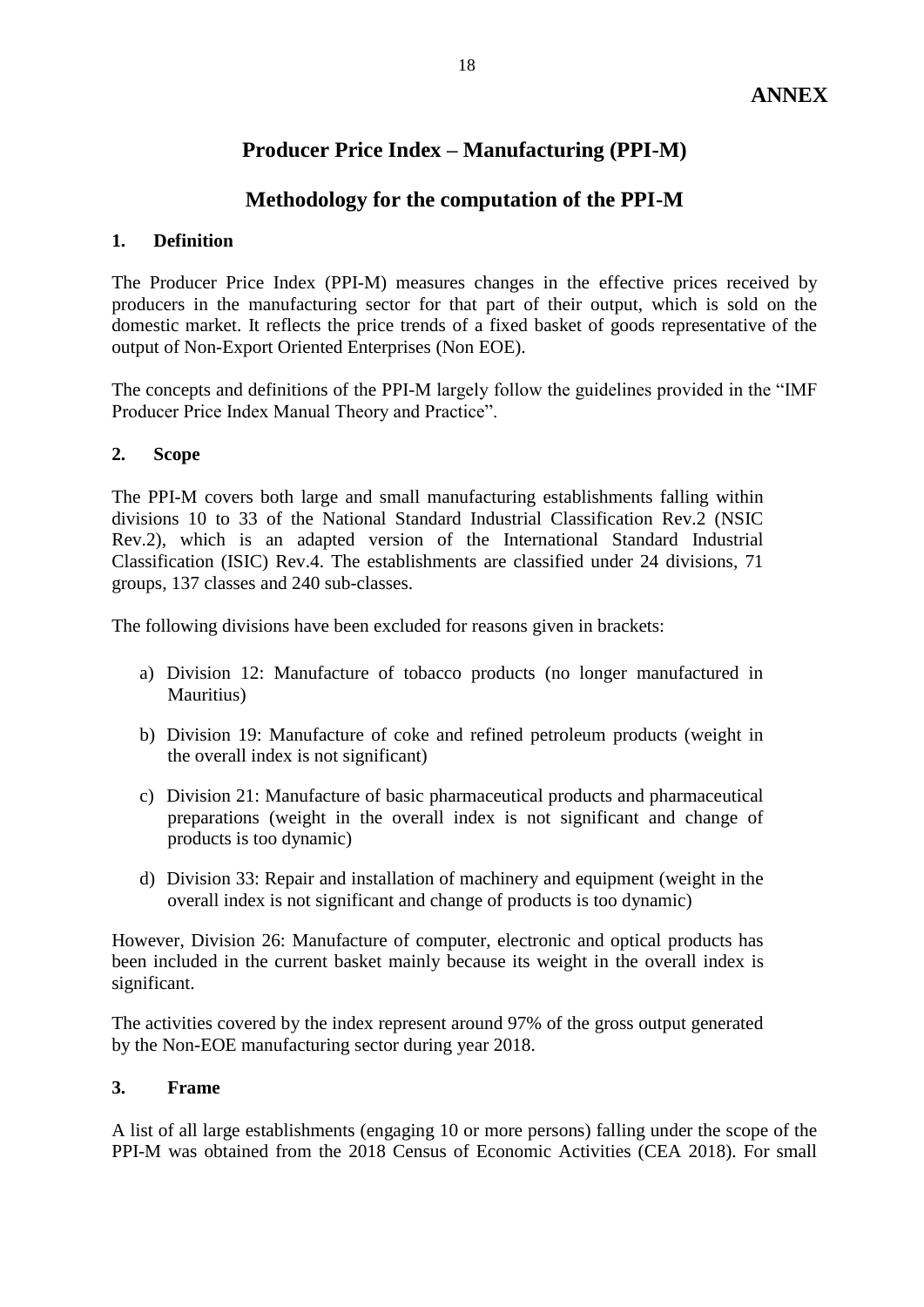**ANNEX**

# Producer Price Index – Manufacturing (PPI-M)

## Methodology for the computation of the PPI-M

### 1. Definition

The Producer Price Index (PPI-M) measures changes in the effective prices received by producers in the manufacturing sector for that part of their output, which is sold on the domestic market. It reflects the price trends of a fixed basket of goods representative of the output of Non-Export Oriented Enterprises (Non EOE).

The concepts and definitions of the PPI-M largely follow the guidelines provided in the "IMF Producer Price Index Manual Theory and Practice".

### 2. Scope

The PPI-M covers both large and small manufacturing establishments falling within divisions 10 to 33 of the National Standard Industrial Classification Rev.2 (NSIC Rev.2), which is an adapted version of the International Standard Industrial Classification (ISIC) Rev.4. The establishments are classified under 24 divisions, 71 groups, 137 classes and 240 sub-classes.

The following divisions have been excluded for reasons given in brackets:

a) Division 12: Manufacture of tobacco products (no longer manufactured in Mauritius)

b) Division 19: Manufacture of coke and refined petroleum products (weight in the overall index is not significant)

c) Division 21: Manufacture of basic pharmaceutical products and pharmaceutical preparations (weight in the overall index is not significant and change of products is too dynamic)

d) Division 33: Repair and installation of machinery and equipment (weight in the overall index is not significant and change of products is too dynamic)

However, Division 26: Manufacture of computer, electronic and optical products has been included in the current basket mainly because its weight in the overall index is significant.

The activities covered by the index represent around 97% of the gross output generated by the Non-EOE manufacturing sector during year 2018.

### 3. Frame

A list of all large establishments (engaging 10 or more persons) falling under the scope of the PPI-M was obtained from the 2018 Census of Economic Activities (CEA 2018). For small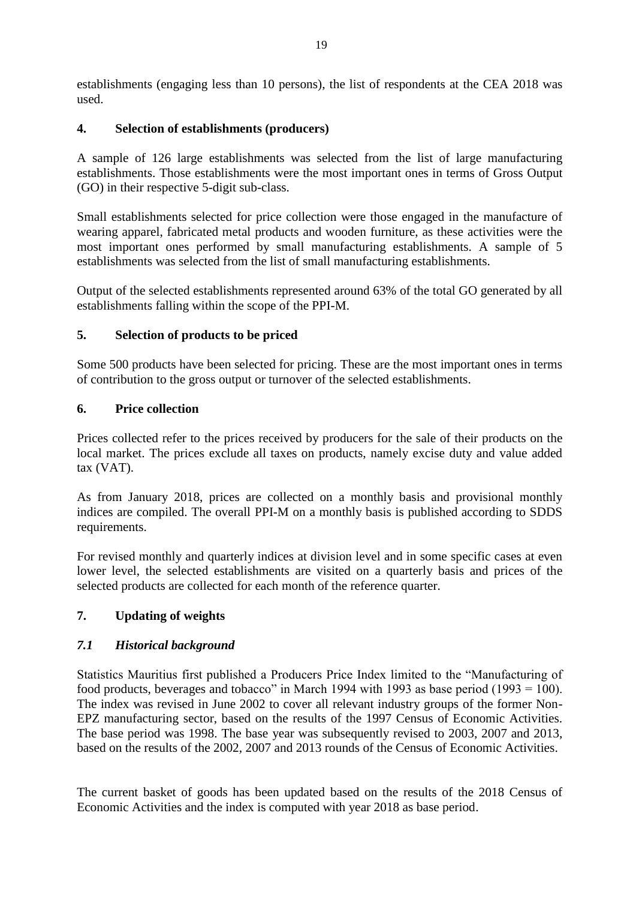establishments (engaging less than 10 persons), the list of respondents at the CEA 2018 was used.

## 4. Selection of establishments (producers)

A sample of 126 large establishments was selected from the list of large manufacturing establishments. Those establishments were the most important ones in terms of Gross Output (GO) in their respective 5-digit sub-class.

Small establishments selected for price collection were those engaged in the manufacture of wearing apparel, fabricated metal products and wooden furniture, as these activities were the most important ones performed by small manufacturing establishments. A sample of 5 establishments was selected from the list of small manufacturing establishments.

Output of the selected establishments represented around 63% of the total GO generated by all establishments falling within the scope of the PPI-M.

## 5. Selection of products to be priced

Some 500 products have been selected for pricing. These are the most important ones in terms of contribution to the gross output or turnover of the selected establishments.

## 6. Price collection

Prices collected refer to the prices received by producers for the sale of their products on the local market. The prices exclude all taxes on products, namely excise duty and value added tax (VAT).

As from January 2018, prices are collected on a monthly basis and provisional monthly indices are compiled. The overall PPI-M on a monthly basis is published according to SDDS requirements.

For revised monthly and quarterly indices at division level and in some specific cases at even lower level, the selected establishments are visited on a quarterly basis and prices of the selected products are collected for each month of the reference quarter.

## 7. Updating of weights

### *7.1 Historical background*

Statistics Mauritius first published a Producers Price Index limited to the "Manufacturing of food products, beverages and tobacco" in March 1994 with 1993 as base period (1993 = 100). The index was revised in June 2002 to cover all relevant industry groups of the former Non-EPZ manufacturing sector, based on the results of the 1997 Census of Economic Activities. The base period was 1998. The base year was subsequently revised to 2003, 2007 and 2013, based on the results of the 2002, 2007 and 2013 rounds of the Census of Economic Activities.

The current basket of goods has been updated based on the results of the 2018 Census of Economic Activities and the index is computed with year 2018 as base period.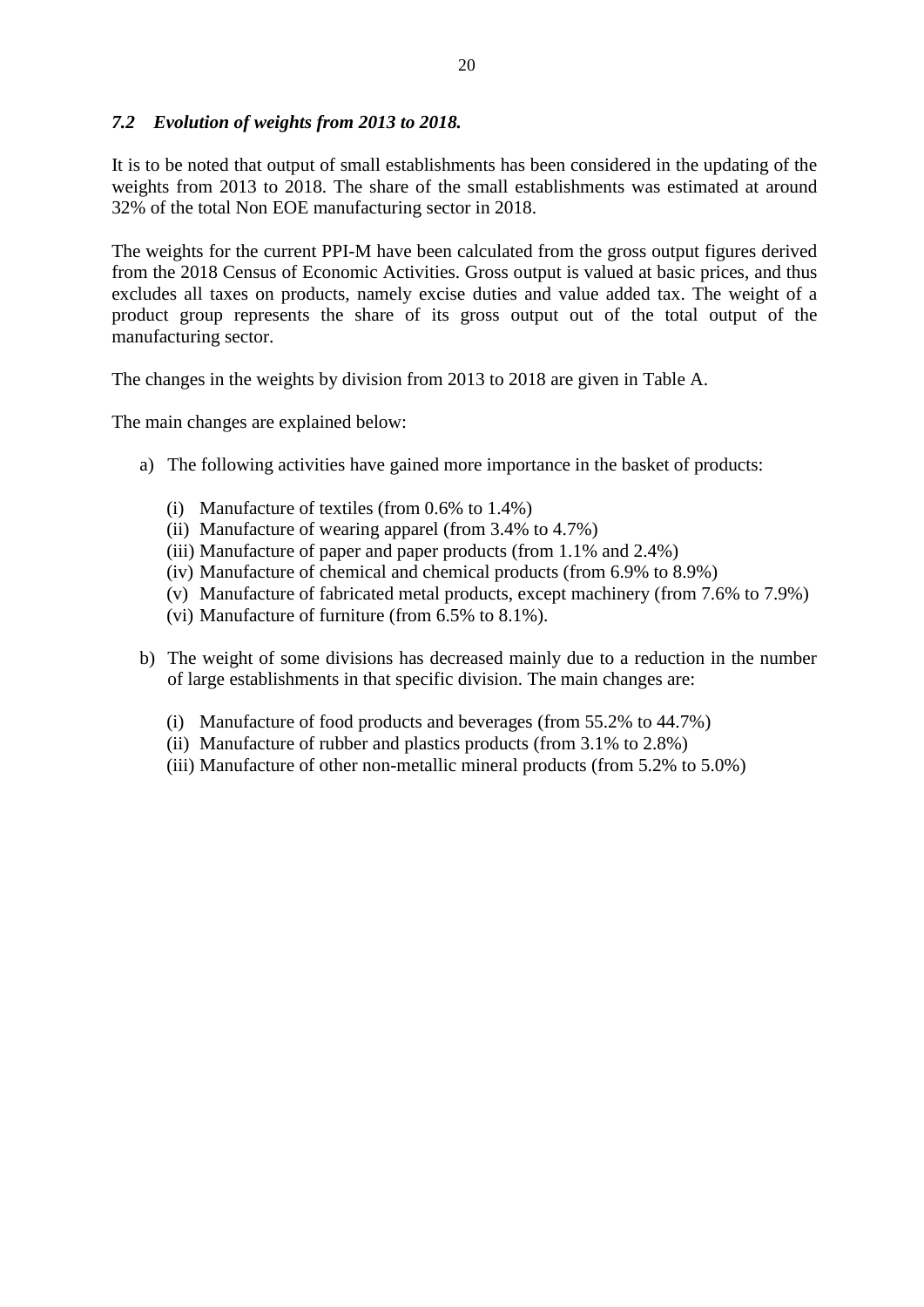### *7.2 Evolution of weights from 2013 to 2018.*

It is to be noted that output of small establishments has been considered in the updating of the weights from 2013 to 2018. The share of the small establishments was estimated at around 32% of the total Non EOE manufacturing sector in 2018.

The weights for the current PPI-M have been calculated from the gross output figures derived from the 2018 Census of Economic Activities. Gross output is valued at basic prices, and thus excludes all taxes on products, namely excise duties and value added tax. The weight of a product group represents the share of its gross output out of the total output of the manufacturing sector.

The changes in the weights by division from 2013 to 2018 are given in Table A.

The main changes are explained below:

a) The following activities have gained more importance in the basket of products:

   (i) Manufacture of textiles (from 0.6% to 1.4%)
   (ii) Manufacture of wearing apparel (from 3.4% to 4.7%)
   (iii) Manufacture of paper and paper products (from 1.1% and 2.4%)
   (iv) Manufacture of chemical and chemical products (from 6.9% to 8.9%)
   (v) Manufacture of fabricated metal products, except machinery (from 7.6% to 7.9%)
   (vi) Manufacture of furniture (from 6.5% to 8.1%).

b) The weight of some divisions has decreased mainly due to a reduction in the number of large establishments in that specific division. The main changes are:

   (i) Manufacture of food products and beverages (from 55.2% to 44.7%)
   (ii) Manufacture of rubber and plastics products (from 3.1% to 2.8%)
   (iii) Manufacture of other non-metallic mineral products (from 5.2% to 5.0%)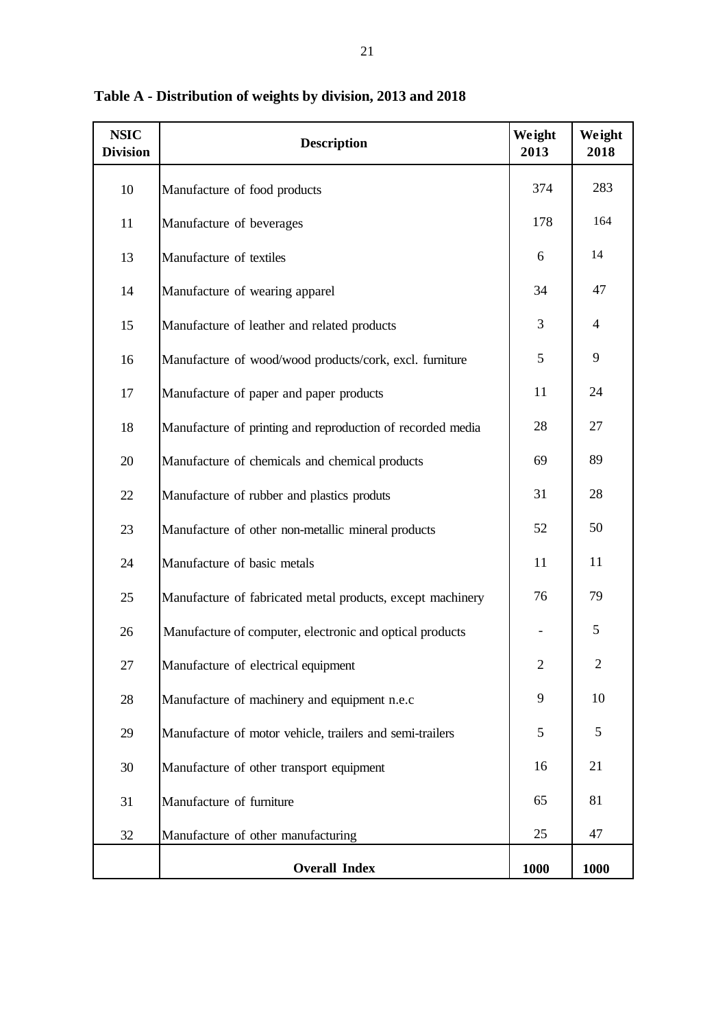**Table A - Distribution of weights by division, 2013 and 2018**

| NSIC Division | Description | Weight 2013 | Weight 2018 |
|---|---|---|---|
| 10 | Manufacture of food products | 374 | 283 |
| 11 | Manufacture of beverages | 178 | 164 |
| 13 | Manufacture of textiles | 6 | 14 |
| 14 | Manufacture of wearing apparel | 34 | 47 |
| 15 | Manufacture of leather and related products | 3 | 4 |
| 16 | Manufacture of wood/wood products/cork, excl. furniture | 5 | 9 |
| 17 | Manufacture of paper and paper products | 11 | 24 |
| 18 | Manufacture of printing and reproduction of recorded media | 28 | 27 |
| 20 | Manufacture of chemicals and chemical products | 69 | 89 |
| 22 | Manufacture of rubber and plastics produts | 31 | 28 |
| 23 | Manufacture of other non-metallic mineral products | 52 | 50 |
| 24 | Manufacture of basic metals | 11 | 11 |
| 25 | Manufacture of fabricated metal products, except machinery | 76 | 79 |
| 26 | Manufacture of computer, electronic and optical products | - | 5 |
| 27 | Manufacture of electrical equipment | 2 | 2 |
| 28 | Manufacture of machinery and equipment n.e.c | 9 | 10 |
| 29 | Manufacture of motor vehicle, trailers and semi-trailers | 5 | 5 |
| 30 | Manufacture of other transport equipment | 16 | 21 |
| 31 | Manufacture of furniture | 65 | 81 |
| 32 | Manufacture of other manufacturing | 25 | 47 |
| | **Overall Index** | **1000** | **1000** |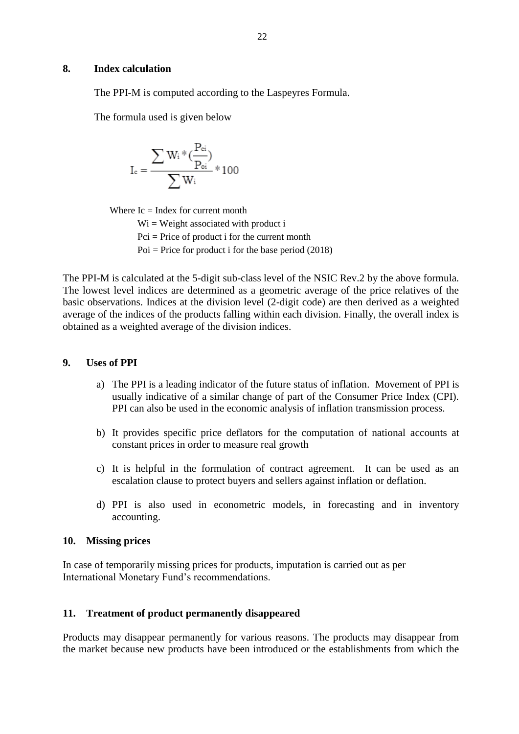## 8. Index calculation

The PPI-M is computed according to the Laspeyres Formula.

The formula used is given below

$$I_c = \frac{\sum W_i * (\frac{P_{ci}}{P_{oi}})}{\sum W_i} * 100$$

Where $I_c$ = Index for current month
$W_i$ = Weight associated with product i
$P_{ci}$ = Price of product i for the current month
$P_{oi}$ = Price for product i for the base period (2018)

The PPI-M is calculated at the 5-digit sub-class level of the NSIC Rev.2 by the above formula. The lowest level indices are determined as a geometric average of the price relatives of the basic observations. Indices at the division level (2-digit code) are then derived as a weighted average of the indices of the products falling within each division. Finally, the overall index is obtained as a weighted average of the division indices.

## 9. Uses of PPI

a) The PPI is a leading indicator of the future status of inflation. Movement of PPI is usually indicative of a similar change of part of the Consumer Price Index (CPI). PPI can also be used in the economic analysis of inflation transmission process.

b) It provides specific price deflators for the computation of national accounts at constant prices in order to measure real growth

c) It is helpful in the formulation of contract agreement. It can be used as an escalation clause to protect buyers and sellers against inflation or deflation.

d) PPI is also used in econometric models, in forecasting and in inventory accounting.

## 10. Missing prices

In case of temporarily missing prices for products, imputation is carried out as per International Monetary Fund's recommendations.

## 11. Treatment of product permanently disappeared

Products may disappear permanently for various reasons. The products may disappear from the market because new products have been introduced or the establishments from which the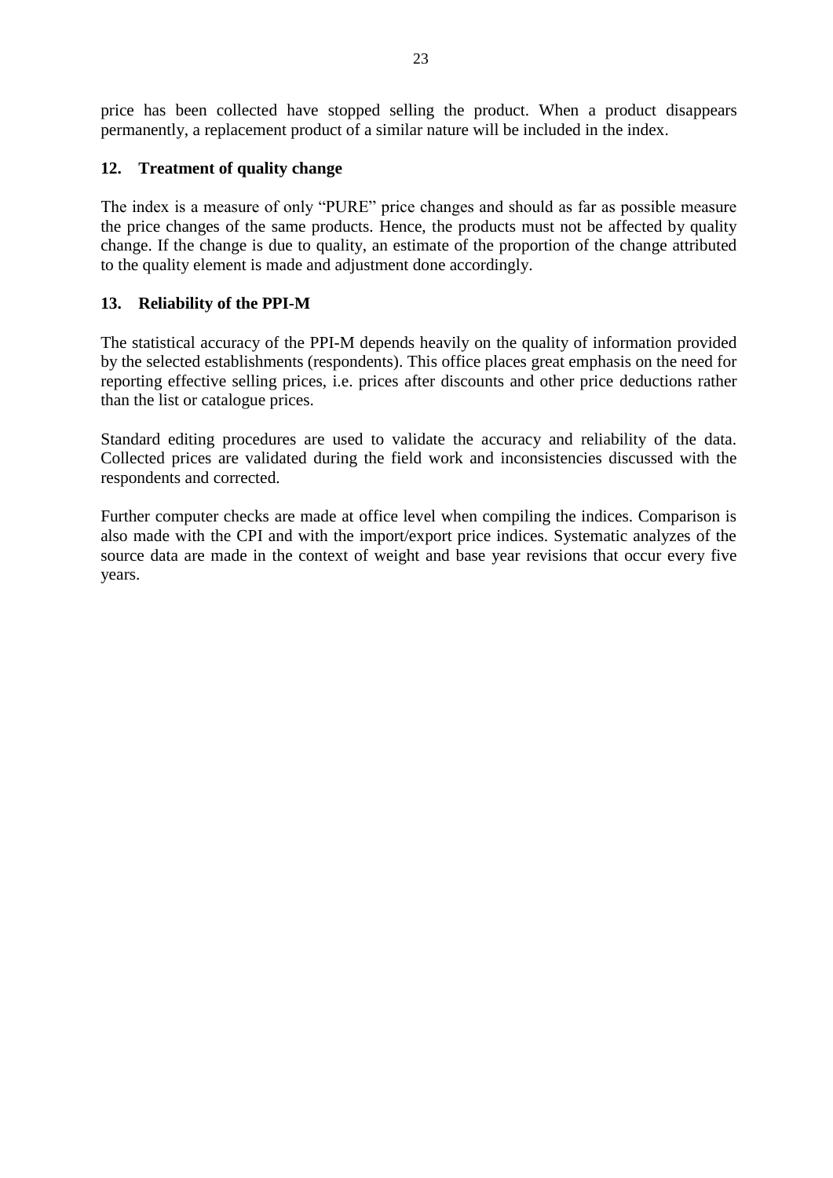price has been collected have stopped selling the product. When a product disappears permanently, a replacement product of a similar nature will be included in the index.

## 12. Treatment of quality change

The index is a measure of only "PURE" price changes and should as far as possible measure the price changes of the same products. Hence, the products must not be affected by quality change. If the change is due to quality, an estimate of the proportion of the change attributed to the quality element is made and adjustment done accordingly.

## 13. Reliability of the PPI-M

The statistical accuracy of the PPI-M depends heavily on the quality of information provided by the selected establishments (respondents). This office places great emphasis on the need for reporting effective selling prices, i.e. prices after discounts and other price deductions rather than the list or catalogue prices.

Standard editing procedures are used to validate the accuracy and reliability of the data. Collected prices are validated during the field work and inconsistencies discussed with the respondents and corrected.

Further computer checks are made at office level when compiling the indices. Comparison is also made with the CPI and with the import/export price indices. Systematic analyzes of the source data are made in the context of weight and base year revisions that occur every five years.